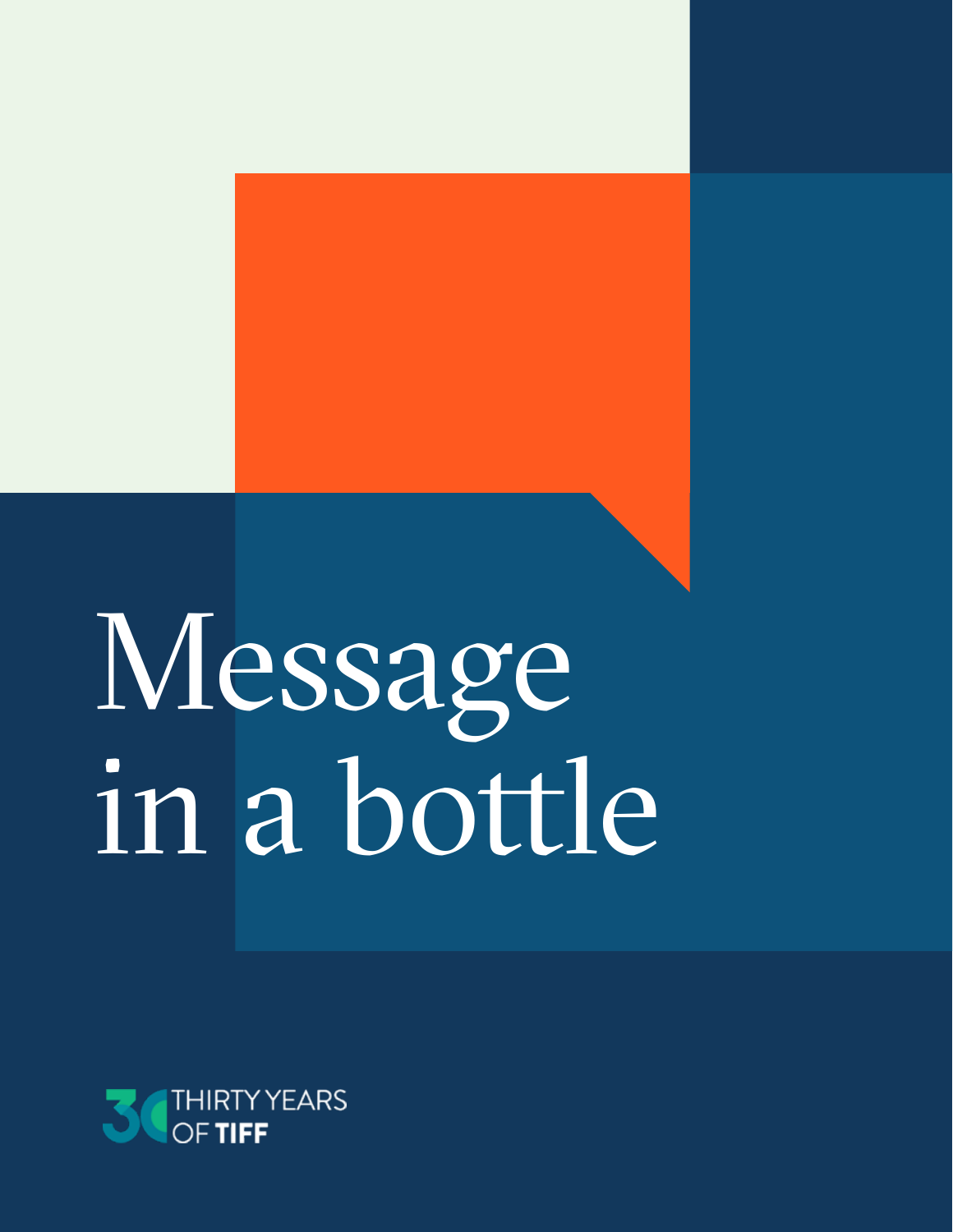# Message in a bottle

THIRTY YEARS OF TIFF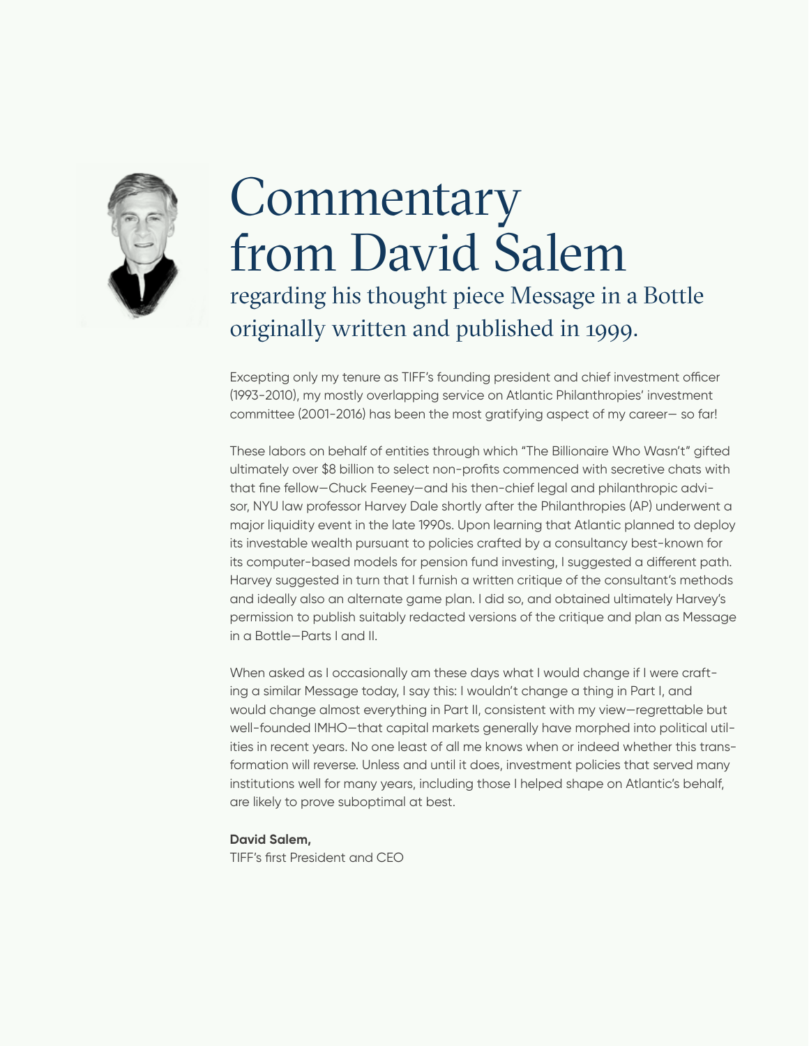# Commentary from David Salem

## regarding his thought piece Message in a Bottle originally written and published in 1999.

Excepting only my tenure as TIFF's founding president and chief investment officer (1993-2010), my mostly overlapping service on Atlantic Philanthropies' investment committee (2001-2016) has been the most gratifying aspect of my career— so far!

These labors on behalf of entities through which "The Billionaire Who Wasn't" gifted ultimately over $8 billion to select non-profits commenced with secretive chats with that fine fellow—Chuck Feeney—and his then-chief legal and philanthropic advisor, NYU law professor Harvey Dale shortly after the Philanthropies (AP) underwent a major liquidity event in the late 1990s. Upon learning that Atlantic planned to deploy its investable wealth pursuant to policies crafted by a consultancy best-known for its computer-based models for pension fund investing, I suggested a different path. Harvey suggested in turn that I furnish a written critique of the consultant's methods and ideally also an alternate game plan. I did so, and obtained ultimately Harvey's permission to publish suitably redacted versions of the critique and plan as Message in a Bottle—Parts I and II.

When asked as I occasionally am these days what I would change if I were crafting a similar Message today, I say this: I wouldn't change a thing in Part I, and would change almost everything in Part II, consistent with my view—regrettable but well-founded IMHO—that capital markets generally have morphed into political utilities in recent years. No one least of all me knows when or indeed whether this transformation will reverse. Unless and until it does, investment policies that served many institutions well for many years, including those I helped shape on Atlantic's behalf, are likely to prove suboptimal at best.

**David Salem,**
TIFF's first President and CEO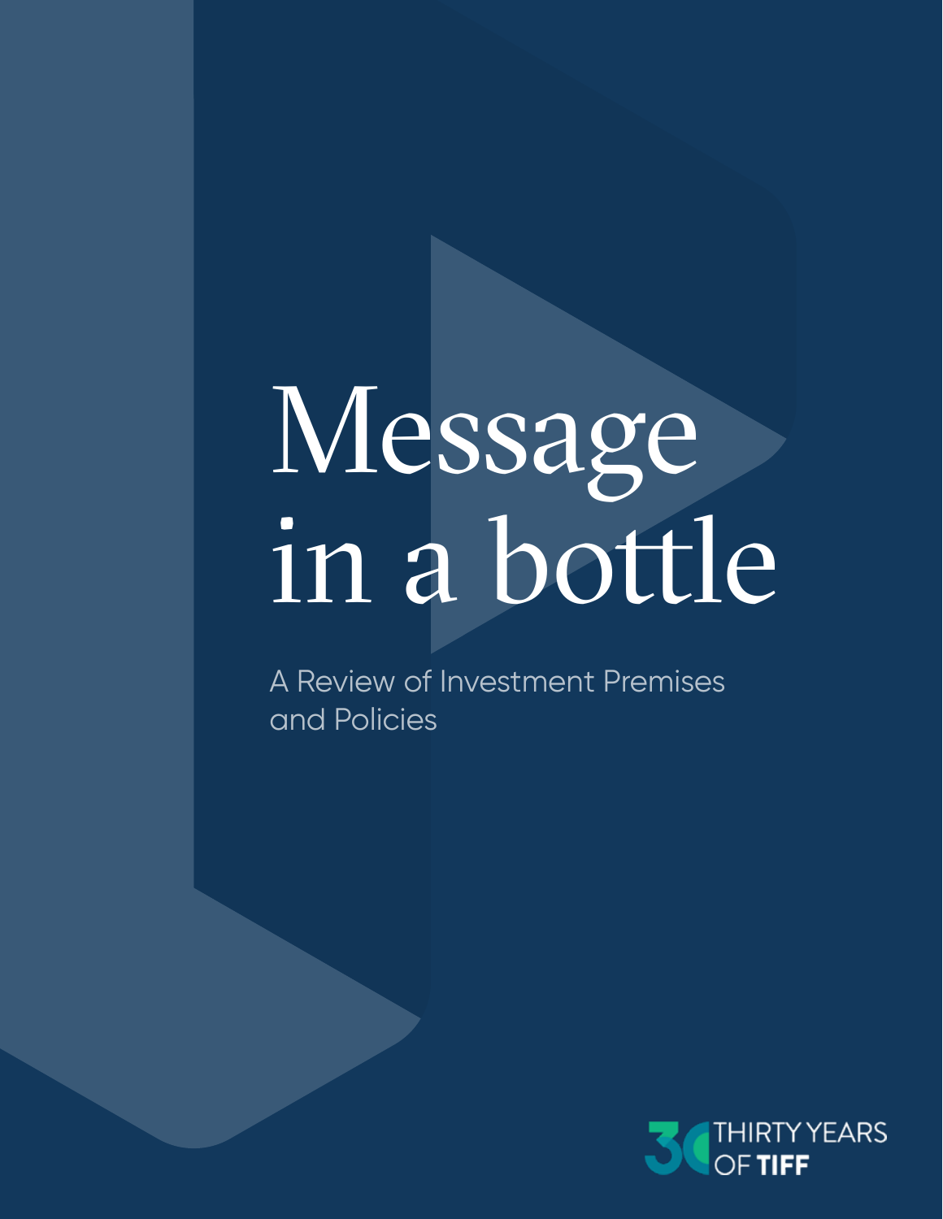# Message in a bottle

A Review of Investment Premises and Policies

THIRTY YEARS OF TIFF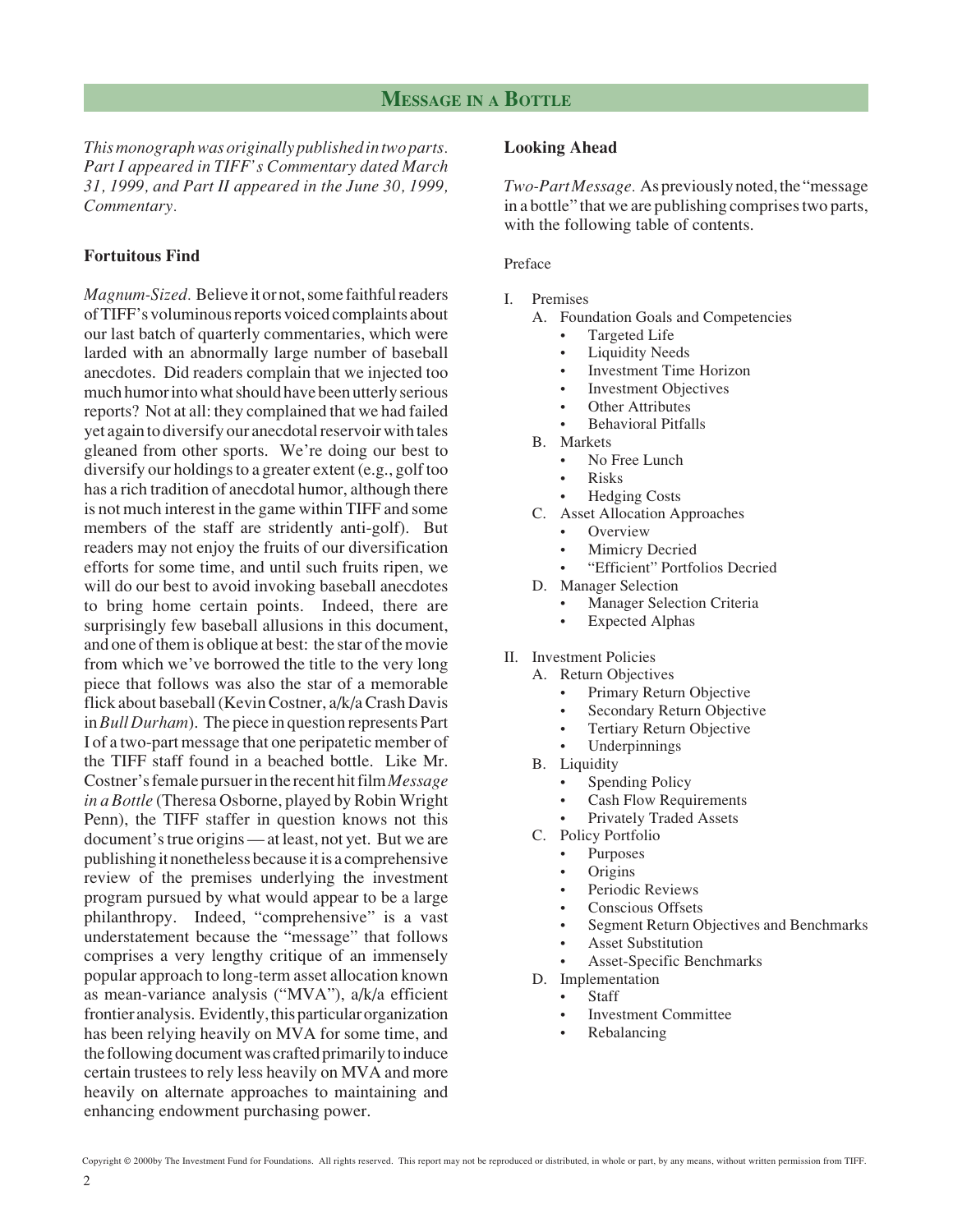## Message in a Bottle

*This monograph was originally published in two parts. Part I appeared in TIFF's Commentary dated March 31, 1999, and Part II appeared in the June 30, 1999, Commentary.*

### Fortuitous Find

*Magnum-Sized.* Believe it or not, some faithful readers of TIFF's voluminous reports voiced complaints about our last batch of quarterly commentaries, which were larded with an abnormally large number of baseball anecdotes. Did readers complain that we injected too much humor into what should have been utterly serious reports? Not at all: they complained that we had failed yet again to diversify our anecdotal reservoir with tales gleaned from other sports. We're doing our best to diversify our holdings to a greater extent (e.g., golf too has a rich tradition of anecdotal humor, although there is not much interest in the game within TIFF and some members of the staff are stridently anti-golf). But readers may not enjoy the fruits of our diversification efforts for some time, and until such fruits ripen, we will do our best to avoid invoking baseball anecdotes to bring home certain points. Indeed, there are surprisingly few baseball allusions in this document, and one of them is oblique at best: the star of the movie from which we've borrowed the title to the very long piece that follows was also the star of a memorable flick about baseball (Kevin Costner, a/k/a Crash Davis in *Bull Durham*). The piece in question represents Part I of a two-part message that one peripatetic member of the TIFF staff found in a beached bottle. Like Mr. Costner's female pursuer in the recent hit film *Message in a Bottle* (Theresa Osborne, played by Robin Wright Penn), the TIFF staffer in question knows not this document's true origins — at least, not yet. But we are publishing it nonetheless because it is a comprehensive review of the premises underlying the investment program pursued by what would appear to be a large philanthropy. Indeed, "comprehensive" is a vast understatement because the "message" that follows comprises a very lengthy critique of an immensely popular approach to long-term asset allocation known as mean-variance analysis ("MVA"), a/k/a efficient frontier analysis. Evidently, this particular organization has been relying heavily on MVA for some time, and the following document was crafted primarily to induce certain trustees to rely less heavily on MVA and more heavily on alternate approaches to maintaining and enhancing endowment purchasing power.

### Looking Ahead

*Two-Part Message.* As previously noted, the "message in a bottle" that we are publishing comprises two parts, with the following table of contents.

Preface

I. Premises
   - A. Foundation Goals and Competencies
     - Targeted Life
     - Liquidity Needs
     - Investment Time Horizon
     - Investment Objectives
     - Other Attributes
     - Behavioral Pitfalls
   - B. Markets
     - No Free Lunch
     - Risks
     - Hedging Costs
   - C. Asset Allocation Approaches
     - Overview
     - Mimicry Decried
     - "Efficient" Portfolios Decried
   - D. Manager Selection
     - Manager Selection Criteria
     - Expected Alphas

II. Investment Policies
   - A. Return Objectives
     - Primary Return Objective
     - Secondary Return Objective
     - Tertiary Return Objective
     - Underpinnings
   - B. Liquidity
     - Spending Policy
     - Cash Flow Requirements
     - Privately Traded Assets
   - C. Policy Portfolio
     - Purposes
     - Origins
     - Periodic Reviews
     - Conscious Offsets
     - Segment Return Objectives and Benchmarks
     - Asset Substitution
     - Asset-Specific Benchmarks
   - D. Implementation
     - Staff
     - Investment Committee
     - Rebalancing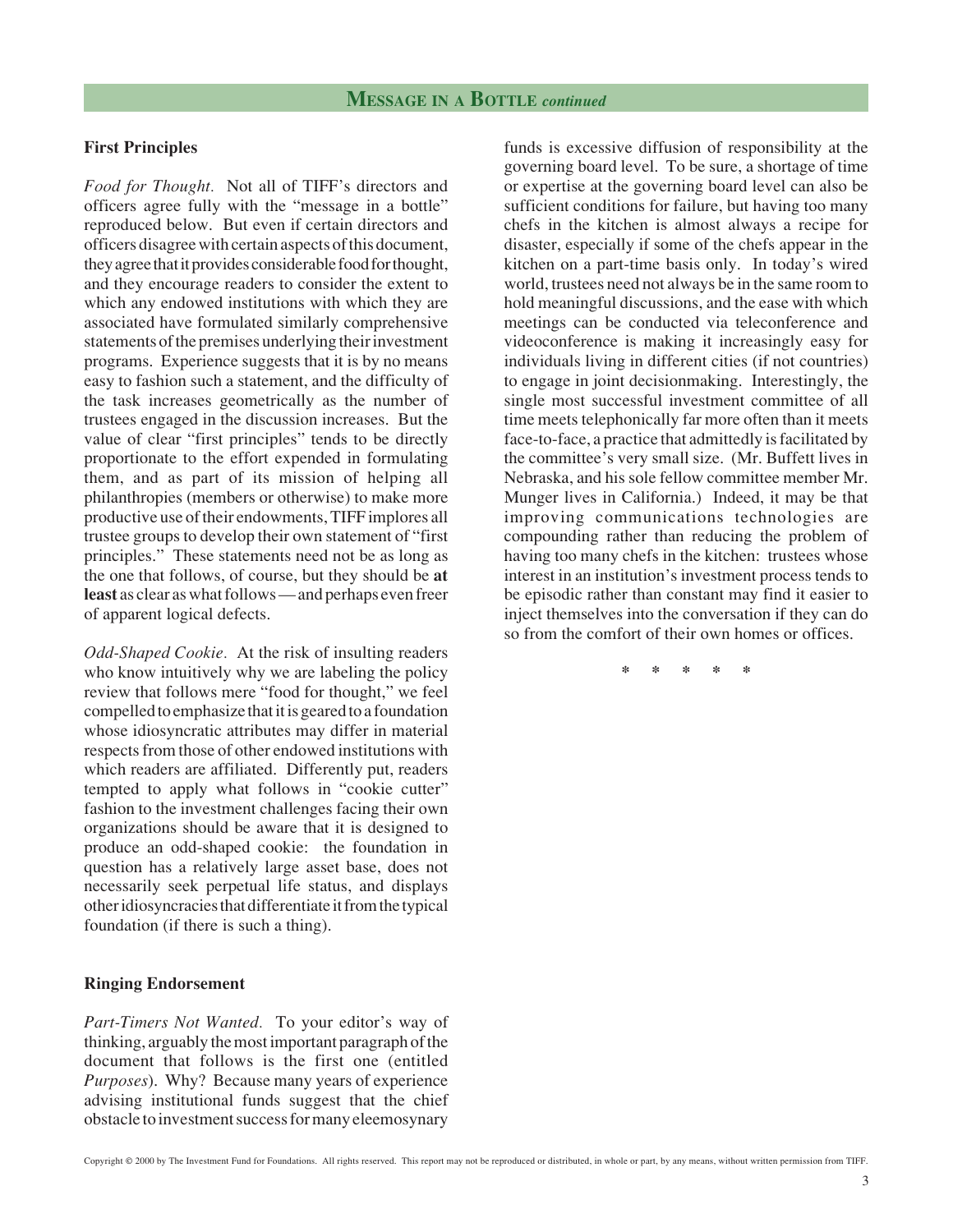## Message in a Bottle *continued*

### First Principles

*Food for Thought.* Not all of TIFF's directors and officers agree fully with the "message in a bottle" reproduced below. But even if certain directors and officers disagree with certain aspects of this document, they agree that it provides considerable food for thought, and they encourage readers to consider the extent to which any endowed institutions with which they are associated have formulated similarly comprehensive statements of the premises underlying their investment programs. Experience suggests that it is by no means easy to fashion such a statement, and the difficulty of the task increases geometrically as the number of trustees engaged in the discussion increases. But the value of clear "first principles" tends to be directly proportionate to the effort expended in formulating them, and as part of its mission of helping all philanthropies (members or otherwise) to make more productive use of their endowments, TIFF implores all trustee groups to develop their own statement of "first principles." These statements need not be as long as the one that follows, of course, but they should be **at least** as clear as what follows — and perhaps even freer of apparent logical defects.

*Odd-Shaped Cookie.* At the risk of insulting readers who know intuitively why we are labeling the policy review that follows mere "food for thought," we feel compelled to emphasize that it is geared to a foundation whose idiosyncratic attributes may differ in material respects from those of other endowed institutions with which readers are affiliated. Differently put, readers tempted to apply what follows in "cookie cutter" fashion to the investment challenges facing their own organizations should be aware that it is designed to produce an odd-shaped cookie: the foundation in question has a relatively large asset base, does not necessarily seek perpetual life status, and displays other idiosyncracies that differentiate it from the typical foundation (if there is such a thing).

### Ringing Endorsement

*Part-Timers Not Wanted.* To your editor's way of thinking, arguably the most important paragraph of the document that follows is the first one (entitled *Purposes*). Why? Because many years of experience advising institutional funds suggest that the chief obstacle to investment success for many eleemosynary funds is excessive diffusion of responsibility at the governing board level. To be sure, a shortage of time or expertise at the governing board level can also be sufficient conditions for failure, but having too many chefs in the kitchen is almost always a recipe for disaster, especially if some of the chefs appear in the kitchen on a part-time basis only. In today's wired world, trustees need not always be in the same room to hold meaningful discussions, and the ease with which meetings can be conducted via teleconference and videoconference is making it increasingly easy for individuals living in different cities (if not countries) to engage in joint decisionmaking. Interestingly, the single most successful investment committee of all time meets telephonically far more often than it meets face-to-face, a practice that admittedly is facilitated by the committee's very small size. (Mr. Buffett lives in Nebraska, and his sole fellow committee member Mr. Munger lives in California.) Indeed, it may be that improving communications technologies are compounding rather than reducing the problem of having too many chefs in the kitchen: trustees whose interest in an institution's investment process tends to be episodic rather than constant may find it easier to inject themselves into the conversation if they can do so from the comfort of their own homes or offices.

\* \* \* \* \*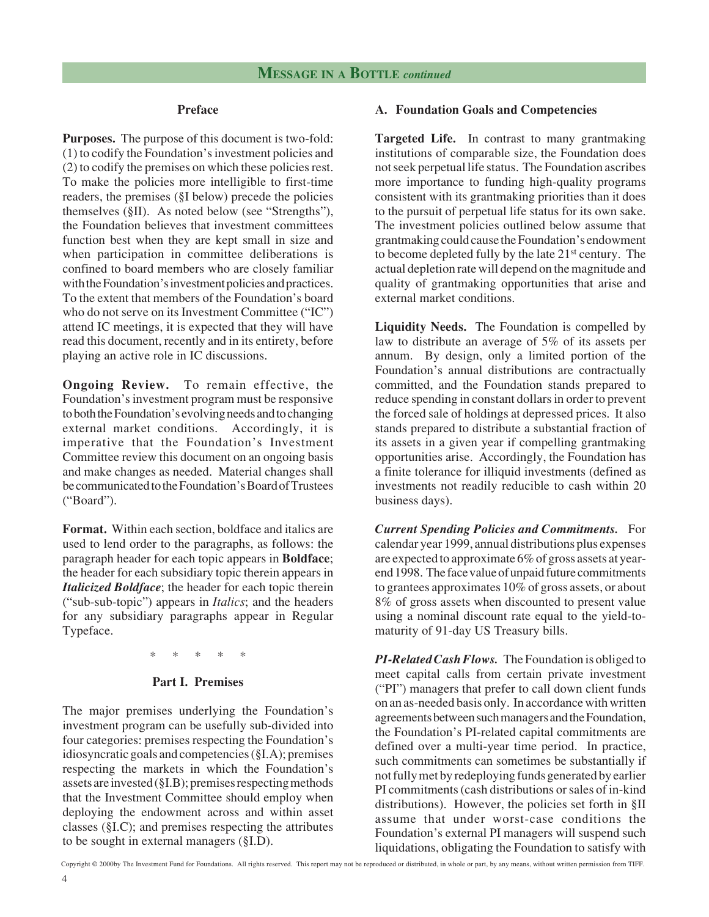## Preface

**Purposes.** The purpose of this document is two-fold: (1) to codify the Foundation's investment policies and (2) to codify the premises on which these policies rest. To make the policies more intelligible to first-time readers, the premises (§I below) precede the policies themselves (§II). As noted below (see "Strengths"), the Foundation believes that investment committees function best when they are kept small in size and when participation in committee deliberations is confined to board members who are closely familiar with the Foundation's investment policies and practices. To the extent that members of the Foundation's board who do not serve on its Investment Committee ("IC") attend IC meetings, it is expected that they will have read this document, recently and in its entirety, before playing an active role in IC discussions.

**Ongoing Review.** To remain effective, the Foundation's investment program must be responsive to both the Foundation's evolving needs and to changing external market conditions. Accordingly, it is imperative that the Foundation's Investment Committee review this document on an ongoing basis and make changes as needed. Material changes shall be communicated to the Foundation's Board of Trustees ("Board").

**Format.** Within each section, boldface and italics are used to lend order to the paragraphs, as follows: the paragraph header for each topic appears in **Boldface**; the header for each subsidiary topic therein appears in ***Italicized Boldface***; the header for each topic therein ("sub-sub-topic") appears in *Italics*; and the headers for any subsidiary paragraphs appear in Regular Typeface.

\* \* \* \* \*

## Part I. Premises

The major premises underlying the Foundation's investment program can be usefully sub-divided into four categories: premises respecting the Foundation's idiosyncratic goals and competencies (§I.A); premises respecting the markets in which the Foundation's assets are invested (§I.B); premises respecting methods that the Investment Committee should employ when deploying the endowment across and within asset classes (§I.C); and premises respecting the attributes to be sought in external managers (§I.D).

### A. Foundation Goals and Competencies

**Targeted Life.** In contrast to many grantmaking institutions of comparable size, the Foundation does not seek perpetual life status. The Foundation ascribes more importance to funding high-quality programs consistent with its grantmaking priorities than it does to the pursuit of perpetual life status for its own sake. The investment policies outlined below assume that grantmaking could cause the Foundation's endowment to become depleted fully by the late 21st century. The actual depletion rate will depend on the magnitude and quality of grantmaking opportunities that arise and external market conditions.

**Liquidity Needs.** The Foundation is compelled by law to distribute an average of 5% of its assets per annum. By design, only a limited portion of the Foundation's annual distributions are contractually committed, and the Foundation stands prepared to reduce spending in constant dollars in order to prevent the forced sale of holdings at depressed prices. It also stands prepared to distribute a substantial fraction of its assets in a given year if compelling grantmaking opportunities arise. Accordingly, the Foundation has a finite tolerance for illiquid investments (defined as investments not readily reducible to cash within 20 business days).

***Current Spending Policies and Commitments.*** For calendar year 1999, annual distributions plus expenses are expected to approximate 6% of gross assets at year-end 1998. The face value of unpaid future commitments to grantees approximates 10% of gross assets, or about 8% of gross assets when discounted to present value using a nominal discount rate equal to the yield-to-maturity of 91-day US Treasury bills.

***PI-Related Cash Flows.*** The Foundation is obliged to meet capital calls from certain private investment ("PI") managers that prefer to call down client funds on an as-needed basis only. In accordance with written agreements between such managers and the Foundation, the Foundation's PI-related capital commitments are defined over a multi-year time period. In practice, such commitments can sometimes be substantially if not fully met by redeploying funds generated by earlier PI commitments (cash distributions or sales of in-kind distributions). However, the policies set forth in §II assume that under worst-case conditions the Foundation's external PI managers will suspend such liquidations, obligating the Foundation to satisfy with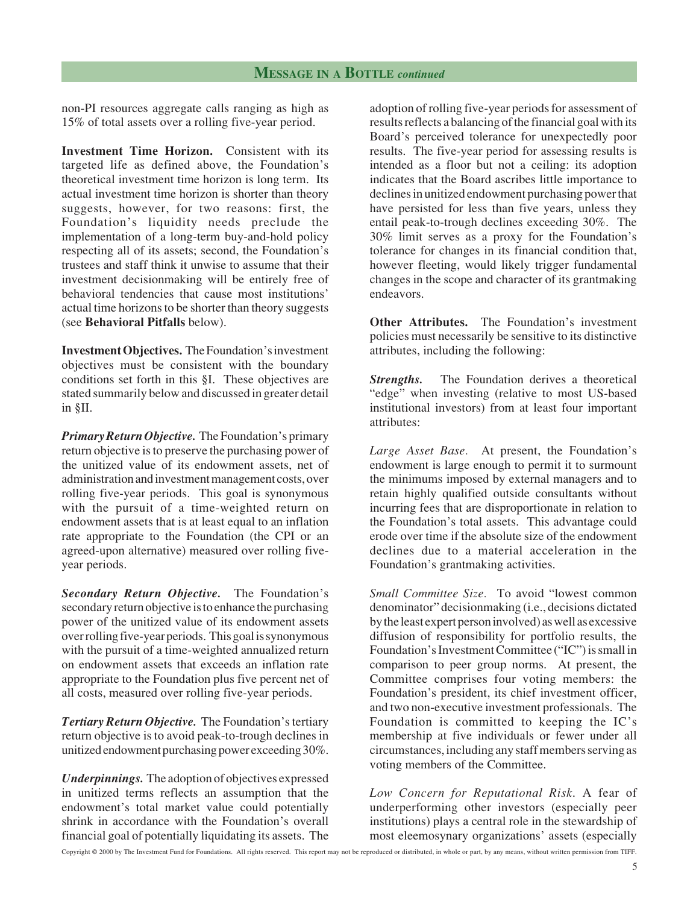non-PI resources aggregate calls ranging as high as 15% of total assets over a rolling five-year period.

**Investment Time Horizon.** Consistent with its targeted life as defined above, the Foundation's theoretical investment time horizon is long term. Its actual investment time horizon is shorter than theory suggests, however, for two reasons: first, the Foundation's liquidity needs preclude the implementation of a long-term buy-and-hold policy respecting all of its assets; second, the Foundation's trustees and staff think it unwise to assume that their investment decisionmaking will be entirely free of behavioral tendencies that cause most institutions' actual time horizons to be shorter than theory suggests (see **Behavioral Pitfalls** below).

**Investment Objectives.** The Foundation's investment objectives must be consistent with the boundary conditions set forth in this §I. These objectives are stated summarily below and discussed in greater detail in §II.

***Primary Return Objective.*** The Foundation's primary return objective is to preserve the purchasing power of the unitized value of its endowment assets, net of administration and investment management costs, over rolling five-year periods. This goal is synonymous with the pursuit of a time-weighted return on endowment assets that is at least equal to an inflation rate appropriate to the Foundation (the CPI or an agreed-upon alternative) measured over rolling five-year periods.

***Secondary Return Objective.*** The Foundation's secondary return objective is to enhance the purchasing power of the unitized value of its endowment assets over rolling five-year periods. This goal is synonymous with the pursuit of a time-weighted annualized return on endowment assets that exceeds an inflation rate appropriate to the Foundation plus five percent net of all costs, measured over rolling five-year periods.

***Tertiary Return Objective.*** The Foundation's tertiary return objective is to avoid peak-to-trough declines in unitized endowment purchasing power exceeding 30%.

***Underpinnings.*** The adoption of objectives expressed in unitized terms reflects an assumption that the endowment's total market value could potentially shrink in accordance with the Foundation's overall financial goal of potentially liquidating its assets. The adoption of rolling five-year periods for assessment of results reflects a balancing of the financial goal with its Board's perceived tolerance for unexpectedly poor results. The five-year period for assessing results is intended as a floor but not a ceiling: its adoption indicates that the Board ascribes little importance to declines in unitized endowment purchasing power that have persisted for less than five years, unless they entail peak-to-trough declines exceeding 30%. The 30% limit serves as a proxy for the Foundation's tolerance for changes in its financial condition that, however fleeting, would likely trigger fundamental changes in the scope and character of its grantmaking endeavors.

**Other Attributes.** The Foundation's investment policies must necessarily be sensitive to its distinctive attributes, including the following:

***Strengths.*** The Foundation derives a theoretical "edge" when investing (relative to most US-based institutional investors) from at least four important attributes:

*Large Asset Base.* At present, the Foundation's endowment is large enough to permit it to surmount the minimums imposed by external managers and to retain highly qualified outside consultants without incurring fees that are disproportionate in relation to the Foundation's total assets. This advantage could erode over time if the absolute size of the endowment declines due to a material acceleration in the Foundation's grantmaking activities.

*Small Committee Size.* To avoid "lowest common denominator" decisionmaking (i.e., decisions dictated by the least expert person involved) as well as excessive diffusion of responsibility for portfolio results, the Foundation's Investment Committee ("IC") is small in comparison to peer group norms. At present, the Committee comprises four voting members: the Foundation's president, its chief investment officer, and two non-executive investment professionals. The Foundation is committed to keeping the IC's membership at five individuals or fewer under all circumstances, including any staff members serving as voting members of the Committee.

*Low Concern for Reputational Risk.* A fear of underperforming other investors (especially peer institutions) plays a central role in the stewardship of most eleemosynary organizations' assets (especially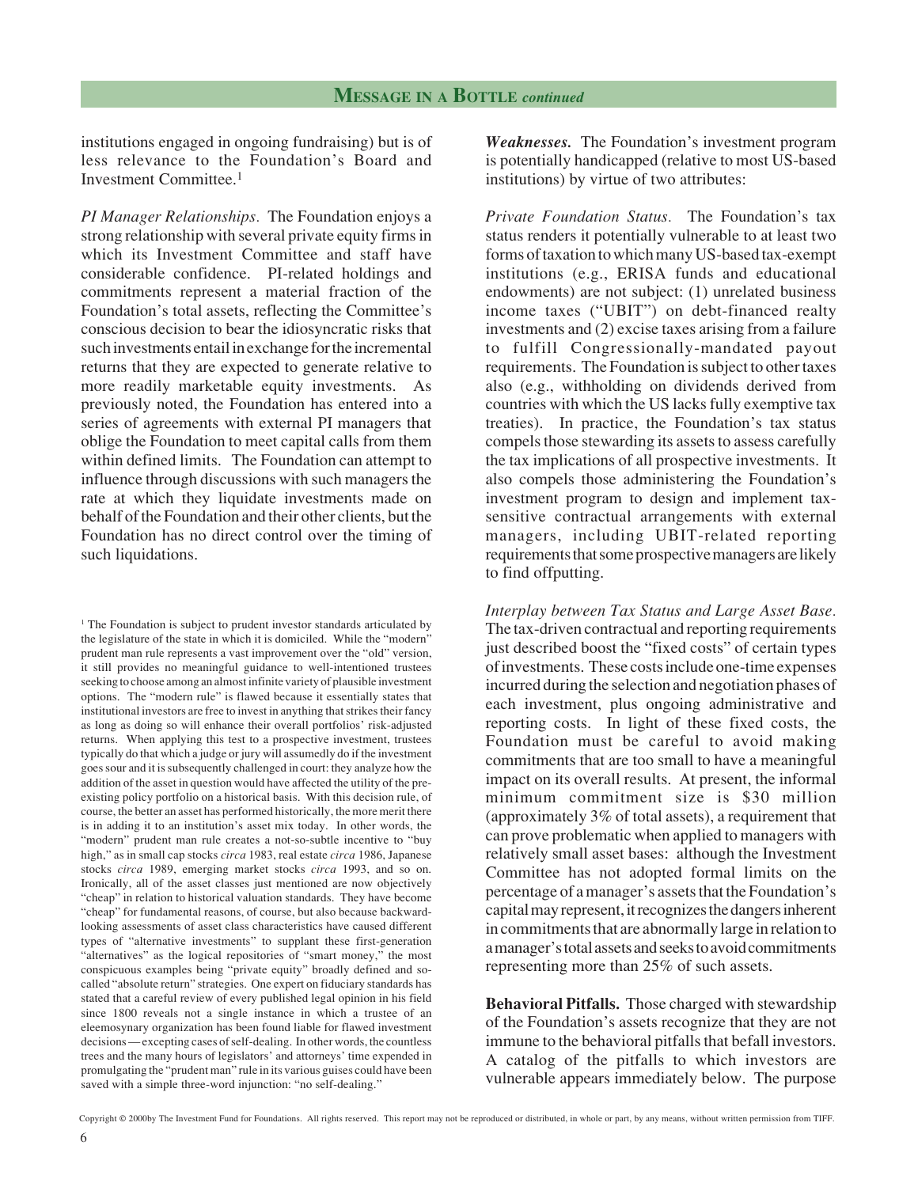institutions engaged in ongoing fundraising) but is of less relevance to the Foundation's Board and Investment Committee.[1]

*PI Manager Relationships.* The Foundation enjoys a strong relationship with several private equity firms in which its Investment Committee and staff have considerable confidence. PI-related holdings and commitments represent a material fraction of the Foundation's total assets, reflecting the Committee's conscious decision to bear the idiosyncratic risks that such investments entail in exchange for the incremental returns that they are expected to generate relative to more readily marketable equity investments. As previously noted, the Foundation has entered into a series of agreements with external PI managers that oblige the Foundation to meet capital calls from them within defined limits. The Foundation can attempt to influence through discussions with such managers the rate at which they liquidate investments made on behalf of the Foundation and their other clients, but the Foundation has no direct control over the timing of such liquidations.

[1] The Foundation is subject to prudent investor standards articulated by the legislature of the state in which it is domiciled. While the "modern" prudent man rule represents a vast improvement over the "old" version, it still provides no meaningful guidance to well-intentioned trustees seeking to choose among an almost infinite variety of plausible investment options. The "modern rule" is flawed because it essentially states that institutional investors are free to invest in anything that strikes their fancy as long as doing so will enhance their overall portfolios' risk-adjusted returns. When applying this test to a prospective investment, trustees typically do that which a judge or jury will assumedly do if the investment goes sour and it is subsequently challenged in court: they analyze how the addition of the asset in question would have affected the utility of the pre-existing policy portfolio on a historical basis. With this decision rule, of course, the better an asset has performed historically, the more merit there is in adding it to an institution's asset mix today. In other words, the "modern" prudent man rule creates a not-so-subtle incentive to "buy high," as in small cap stocks *circa* 1983, real estate *circa* 1986, Japanese stocks *circa* 1989, emerging market stocks *circa* 1993, and so on. Ironically, all of the asset classes just mentioned are now objectively "cheap" in relation to historical valuation standards. They have become "cheap" for fundamental reasons, of course, but also because backward-looking assessments of asset class characteristics have caused different types of "alternative investments" to supplant these first-generation "alternatives" as the logical repositories of "smart money," the most conspicuous examples being "private equity" broadly defined and so-called "absolute return" strategies. One expert on fiduciary standards has stated that a careful review of every published legal opinion in his field since 1800 reveals not a single instance in which a trustee of an eleemosynary organization has been found liable for flawed investment decisions — excepting cases of self-dealing. In other words, the countless trees and the many hours of legislators' and attorneys' time expended in promulgating the "prudent man" rule in its various guises could have been saved with a simple three-word injunction: "no self-dealing."

***Weaknesses.*** The Foundation's investment program is potentially handicapped (relative to most US-based institutions) by virtue of two attributes:

*Private Foundation Status.* The Foundation's tax status renders it potentially vulnerable to at least two forms of taxation to which many US-based tax-exempt institutions (e.g., ERISA funds and educational endowments) are not subject: (1) unrelated business income taxes ("UBIT") on debt-financed realty investments and (2) excise taxes arising from a failure to fulfill Congressionally-mandated payout requirements. The Foundation is subject to other taxes also (e.g., withholding on dividends derived from countries with which the US lacks fully exemptive tax treaties). In practice, the Foundation's tax status compels those stewarding its assets to assess carefully the tax implications of all prospective investments. It also compels those administering the Foundation's investment program to design and implement tax-sensitive contractual arrangements with external managers, including UBIT-related reporting requirements that some prospective managers are likely to find offputting.

*Interplay between Tax Status and Large Asset Base.* The tax-driven contractual and reporting requirements just described boost the "fixed costs" of certain types of investments. These costs include one-time expenses incurred during the selection and negotiation phases of each investment, plus ongoing administrative and reporting costs. In light of these fixed costs, the Foundation must be careful to avoid making commitments that are too small to have a meaningful impact on its overall results. At present, the informal minimum commitment size is $30 million (approximately 3% of total assets), a requirement that can prove problematic when applied to managers with relatively small asset bases: although the Investment Committee has not adopted formal limits on the percentage of a manager's assets that the Foundation's capital may represent, it recognizes the dangers inherent in commitments that are abnormally large in relation to a manager's total assets and seeks to avoid commitments representing more than 25% of such assets.

**Behavioral Pitfalls.** Those charged with stewardship of the Foundation's assets recognize that they are not immune to the behavioral pitfalls that befall investors. A catalog of the pitfalls to which investors are vulnerable appears immediately below. The purpose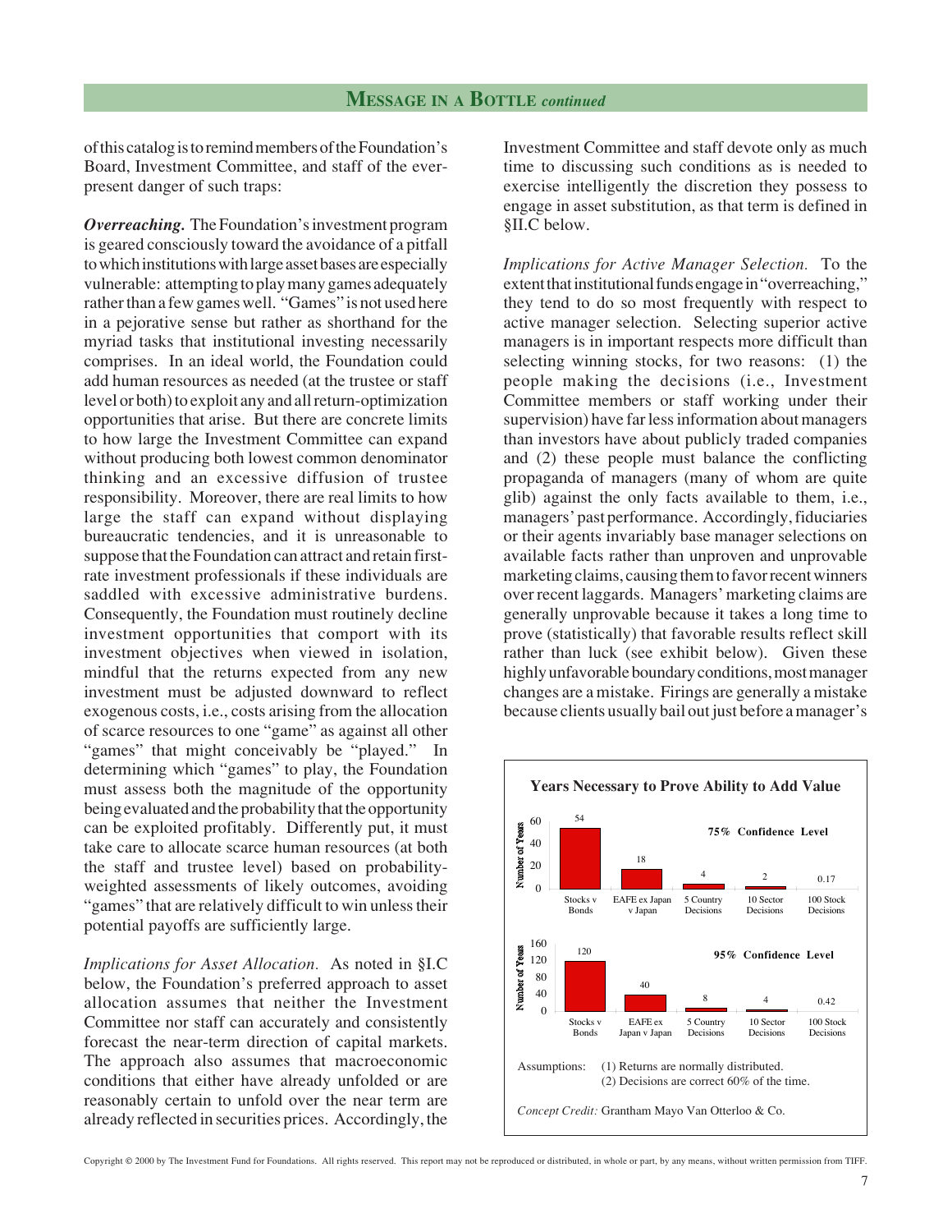of this catalog is to remind members of the Foundation's Board, Investment Committee, and staff of the ever-present danger of such traps:

***Overreaching.*** The Foundation's investment program is geared consciously toward the avoidance of a pitfall to which institutions with large asset bases are especially vulnerable: attempting to play many games adequately rather than a few games well. "Games" is not used here in a pejorative sense but rather as shorthand for the myriad tasks that institutional investing necessarily comprises. In an ideal world, the Foundation could add human resources as needed (at the trustee or staff level or both) to exploit any and all return-optimization opportunities that arise. But there are concrete limits to how large the Investment Committee can expand without producing both lowest common denominator thinking and an excessive diffusion of trustee responsibility. Moreover, there are real limits to how large the staff can expand without displaying bureaucratic tendencies, and it is unreasonable to suppose that the Foundation can attract and retain first-rate investment professionals if these individuals are saddled with excessive administrative burdens. Consequently, the Foundation must routinely decline investment opportunities that comport with its investment objectives when viewed in isolation, mindful that the returns expected from any new investment must be adjusted downward to reflect exogenous costs, i.e., costs arising from the allocation of scarce resources to one "game" as against all other "games" that might conceivably be "played." In determining which "games" to play, the Foundation must assess both the magnitude of the opportunity being evaluated and the probability that the opportunity can be exploited profitably. Differently put, it must take care to allocate scarce human resources (at both the staff and trustee level) based on probability-weighted assessments of likely outcomes, avoiding "games" that are relatively difficult to win unless their potential payoffs are sufficiently large.

*Implications for Asset Allocation.* As noted in §I.C below, the Foundation's preferred approach to asset allocation assumes that neither the Investment Committee nor staff can accurately and consistently forecast the near-term direction of capital markets. The approach also assumes that macroeconomic conditions that either have already unfolded or are reasonably certain to unfold over the near term are already reflected in securities prices. Accordingly, the Investment Committee and staff devote only as much time to discussing such conditions as is needed to exercise intelligently the discretion they possess to engage in asset substitution, as that term is defined in §II.C below.

*Implications for Active Manager Selection.* To the extent that institutional funds engage in "overreaching," they tend to do so most frequently with respect to active manager selection. Selecting superior active managers is in important respects more difficult than selecting winning stocks, for two reasons: (1) the people making the decisions (i.e., Investment Committee members or staff working under their supervision) have far less information about managers than investors have about publicly traded companies and (2) these people must balance the conflicting propaganda of managers (many of whom are quite glib) against the only facts available to them, i.e., managers' past performance. Accordingly, fiduciaries or their agents invariably base manager selections on available facts rather than unproven and unprovable marketing claims, causing them to favor recent winners over recent laggards. Managers' marketing claims are generally unprovable because it takes a long time to prove (statistically) that favorable results reflect skill rather than luck (see exhibit below). Given these highly unfavorable boundary conditions, most manager changes are a mistake. Firings are generally a mistake because clients usually bail out just before a manager's

**Years Necessary to Prove Ability to Add Value**

Number of Years — 75% Confidence Level

| Stocks v Bonds | EAFE ex Japan v Japan | 5 Country Decisions | 10 Sector Decisions | 100 Stock Decisions |
|---|---|---|---|---|
| 54 | 18 | 4 | 2 | 0.17 |

Number of Years — 95% Confidence Level

| Stocks v Bonds | EAFE ex Japan v Japan | 5 Country Decisions | 10 Sector Decisions | 100 Stock Decisions |
|---|---|---|---|---|
| 120 | 40 | 8 | 4 | 0.42 |

Assumptions: (1) Returns are normally distributed.
(2) Decisions are correct 60% of the time.

*Concept Credit:* Grantham Mayo Van Otterloo & Co.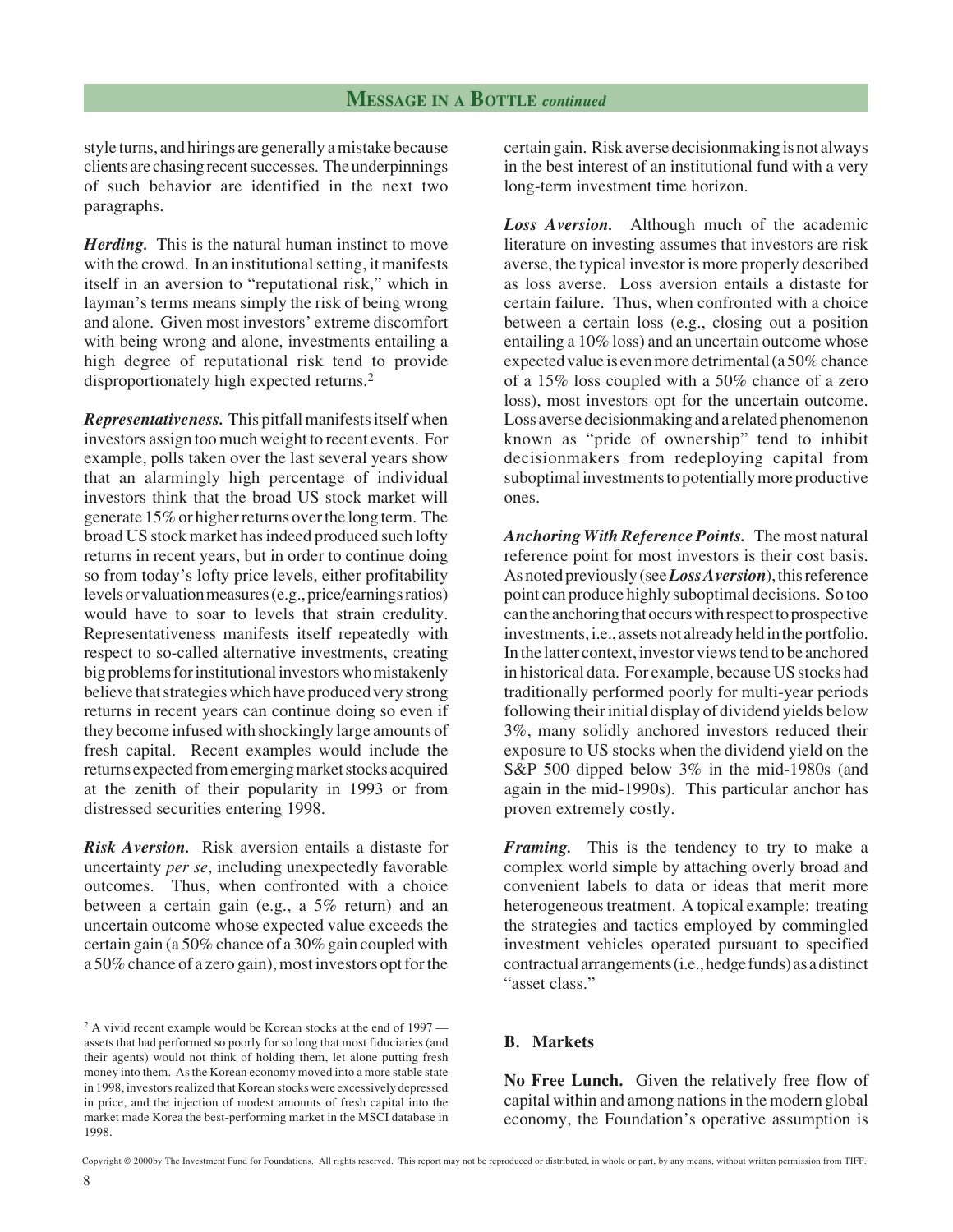style turns, and hirings are generally a mistake because clients are chasing recent successes. The underpinnings of such behavior are identified in the next two paragraphs.

***Herding.*** This is the natural human instinct to move with the crowd. In an institutional setting, it manifests itself in an aversion to "reputational risk," which in layman's terms means simply the risk of being wrong and alone. Given most investors' extreme discomfort with being wrong and alone, investments entailing a high degree of reputational risk tend to provide disproportionately high expected returns.[2]

***Representativeness.*** This pitfall manifests itself when investors assign too much weight to recent events. For example, polls taken over the last several years show that an alarmingly high percentage of individual investors think that the broad US stock market will generate 15% or higher returns over the long term. The broad US stock market has indeed produced such lofty returns in recent years, but in order to continue doing so from today's lofty price levels, either profitability levels or valuation measures (e.g., price/earnings ratios) would have to soar to levels that strain credulity. Representativeness manifests itself repeatedly with respect to so-called alternative investments, creating big problems for institutional investors who mistakenly believe that strategies which have produced very strong returns in recent years can continue doing so even if they become infused with shockingly large amounts of fresh capital. Recent examples would include the returns expected from emerging market stocks acquired at the zenith of their popularity in 1993 or from distressed securities entering 1998.

***Risk Aversion.*** Risk aversion entails a distaste for uncertainty *per se*, including unexpectedly favorable outcomes. Thus, when confronted with a choice between a certain gain (e.g., a 5% return) and an uncertain outcome whose expected value exceeds the certain gain (a 50% chance of a 30% gain coupled with a 50% chance of a zero gain), most investors opt for the certain gain. Risk averse decisionmaking is not always in the best interest of an institutional fund with a very long-term investment time horizon.

***Loss Aversion.*** Although much of the academic literature on investing assumes that investors are risk averse, the typical investor is more properly described as loss averse. Loss aversion entails a distaste for certain failure. Thus, when confronted with a choice between a certain loss (e.g., closing out a position entailing a 10% loss) and an uncertain outcome whose expected value is even more detrimental (a 50% chance of a 15% loss coupled with a 50% chance of a zero loss), most investors opt for the uncertain outcome. Loss averse decisionmaking and a related phenomenon known as "pride of ownership" tend to inhibit decisionmakers from redeploying capital from suboptimal investments to potentially more productive ones.

***Anchoring With Reference Points.*** The most natural reference point for most investors is their cost basis. As noted previously (see ***Loss Aversion***), this reference point can produce highly suboptimal decisions. So too can the anchoring that occurs with respect to prospective investments, i.e., assets not already held in the portfolio. In the latter context, investor views tend to be anchored in historical data. For example, because US stocks had traditionally performed poorly for multi-year periods following their initial display of dividend yields below 3%, many solidly anchored investors reduced their exposure to US stocks when the dividend yield on the S&P 500 dipped below 3% in the mid-1980s (and again in the mid-1990s). This particular anchor has proven extremely costly.

***Framing.*** This is the tendency to try to make a complex world simple by attaching overly broad and convenient labels to data or ideas that merit more heterogeneous treatment. A topical example: treating the strategies and tactics employed by commingled investment vehicles operated pursuant to specified contractual arrangements (i.e., hedge funds) as a distinct "asset class."

### B. Markets

**No Free Lunch.** Given the relatively free flow of capital within and among nations in the modern global economy, the Foundation's operative assumption is

[2] A vivid recent example would be Korean stocks at the end of 1997 — assets that had performed so poorly for so long that most fiduciaries (and their agents) would not think of holding them, let alone putting fresh money into them. As the Korean economy moved into a more stable state in 1998, investors realized that Korean stocks were excessively depressed in price, and the injection of modest amounts of fresh capital into the market made Korea the best-performing market in the MSCI database in 1998.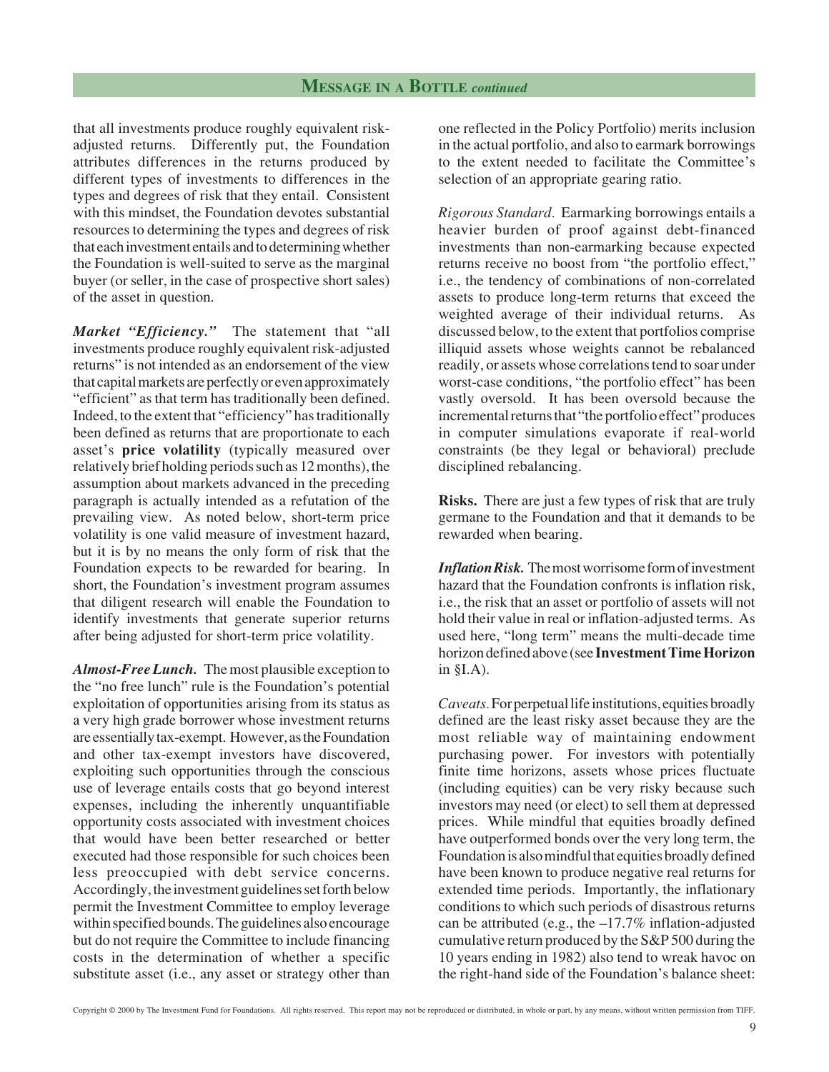that all investments produce roughly equivalent risk-adjusted returns. Differently put, the Foundation attributes differences in the returns produced by different types of investments to differences in the types and degrees of risk that they entail. Consistent with this mindset, the Foundation devotes substantial resources to determining the types and degrees of risk that each investment entails and to determining whether the Foundation is well-suited to serve as the marginal buyer (or seller, in the case of prospective short sales) of the asset in question.

***Market "Efficiency."*** The statement that "all investments produce roughly equivalent risk-adjusted returns" is not intended as an endorsement of the view that capital markets are perfectly or even approximately "efficient" as that term has traditionally been defined. Indeed, to the extent that "efficiency" has traditionally been defined as returns that are proportionate to each asset's **price volatility** (typically measured over relatively brief holding periods such as 12 months), the assumption about markets advanced in the preceding paragraph is actually intended as a refutation of the prevailing view. As noted below, short-term price volatility is one valid measure of investment hazard, but it is by no means the only form of risk that the Foundation expects to be rewarded for bearing. In short, the Foundation's investment program assumes that diligent research will enable the Foundation to identify investments that generate superior returns after being adjusted for short-term price volatility.

***Almost-Free Lunch.*** The most plausible exception to the "no free lunch" rule is the Foundation's potential exploitation of opportunities arising from its status as a very high grade borrower whose investment returns are essentially tax-exempt. However, as the Foundation and other tax-exempt investors have discovered, exploiting such opportunities through the conscious use of leverage entails costs that go beyond interest expenses, including the inherently unquantifiable opportunity costs associated with investment choices that would have been better researched or better executed had those responsible for such choices been less preoccupied with debt service concerns. Accordingly, the investment guidelines set forth below permit the Investment Committee to employ leverage within specified bounds. The guidelines also encourage but do not require the Committee to include financing costs in the determination of whether a specific substitute asset (i.e., any asset or strategy other than one reflected in the Policy Portfolio) merits inclusion in the actual portfolio, and also to earmark borrowings to the extent needed to facilitate the Committee's selection of an appropriate gearing ratio.

*Rigorous Standard.* Earmarking borrowings entails a heavier burden of proof against debt-financed investments than non-earmarking because expected returns receive no boost from "the portfolio effect," i.e., the tendency of combinations of non-correlated assets to produce long-term returns that exceed the weighted average of their individual returns. As discussed below, to the extent that portfolios comprise illiquid assets whose weights cannot be rebalanced readily, or assets whose correlations tend to soar under worst-case conditions, "the portfolio effect" has been vastly oversold. It has been oversold because the incremental returns that "the portfolio effect" produces in computer simulations evaporate if real-world constraints (be they legal or behavioral) preclude disciplined rebalancing.

**Risks.** There are just a few types of risk that are truly germane to the Foundation and that it demands to be rewarded when bearing.

***Inflation Risk.*** The most worrisome form of investment hazard that the Foundation confronts is inflation risk, i.e., the risk that an asset or portfolio of assets will not hold their value in real or inflation-adjusted terms. As used here, "long term" means the multi-decade time horizon defined above (see **Investment Time Horizon** in §I.A).

*Caveats.* For perpetual life institutions, equities broadly defined are the least risky asset because they are the most reliable way of maintaining endowment purchasing power. For investors with potentially finite time horizons, assets whose prices fluctuate (including equities) can be very risky because such investors may need (or elect) to sell them at depressed prices. While mindful that equities broadly defined have outperformed bonds over the very long term, the Foundation is also mindful that equities broadly defined have been known to produce negative real returns for extended time periods. Importantly, the inflationary conditions to which such periods of disastrous returns can be attributed (e.g., the –17.7% inflation-adjusted cumulative return produced by the S&P 500 during the 10 years ending in 1982) also tend to wreak havoc on the right-hand side of the Foundation's balance sheet: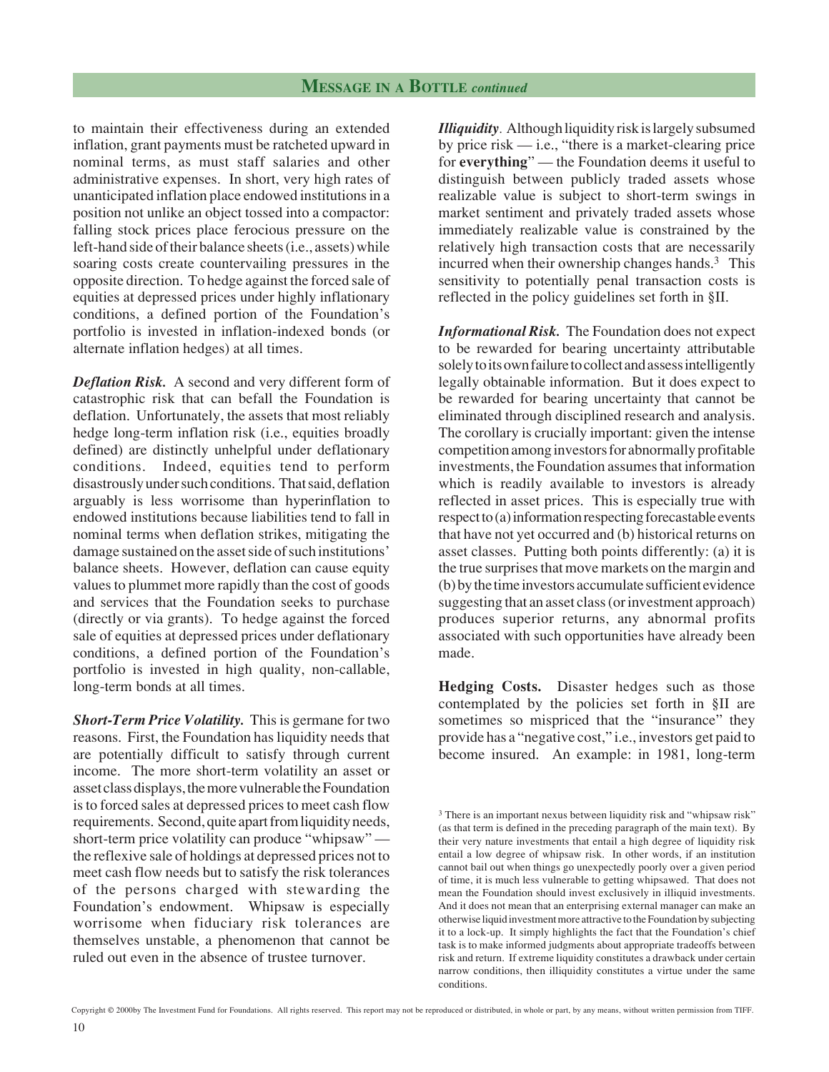to maintain their effectiveness during an extended inflation, grant payments must be ratcheted upward in nominal terms, as must staff salaries and other administrative expenses. In short, very high rates of unanticipated inflation place endowed institutions in a position not unlike an object tossed into a compactor: falling stock prices place ferocious pressure on the left-hand side of their balance sheets (i.e., assets) while soaring costs create countervailing pressures in the opposite direction. To hedge against the forced sale of equities at depressed prices under highly inflationary conditions, a defined portion of the Foundation's portfolio is invested in inflation-indexed bonds (or alternate inflation hedges) at all times.

***Deflation Risk.*** A second and very different form of catastrophic risk that can befall the Foundation is deflation. Unfortunately, the assets that most reliably hedge long-term inflation risk (i.e., equities broadly defined) are distinctly unhelpful under deflationary conditions. Indeed, equities tend to perform disastrously under such conditions. That said, deflation arguably is less worrisome than hyperinflation to endowed institutions because liabilities tend to fall in nominal terms when deflation strikes, mitigating the damage sustained on the asset side of such institutions' balance sheets. However, deflation can cause equity values to plummet more rapidly than the cost of goods and services that the Foundation seeks to purchase (directly or via grants). To hedge against the forced sale of equities at depressed prices under deflationary conditions, a defined portion of the Foundation's portfolio is invested in high quality, non-callable, long-term bonds at all times.

***Short-Term Price Volatility.*** This is germane for two reasons. First, the Foundation has liquidity needs that are potentially difficult to satisfy through current income. The more short-term volatility an asset or asset class displays, the more vulnerable the Foundation is to forced sales at depressed prices to meet cash flow requirements. Second, quite apart from liquidity needs, short-term price volatility can produce "whipsaw" — the reflexive sale of holdings at depressed prices not to meet cash flow needs but to satisfy the risk tolerances of the persons charged with stewarding the Foundation's endowment. Whipsaw is especially worrisome when fiduciary risk tolerances are themselves unstable, a phenomenon that cannot be ruled out even in the absence of trustee turnover.

***Illiquidity***. Although liquidity risk is largely subsumed by price risk — i.e., "there is a market-clearing price for **everything**" — the Foundation deems it useful to distinguish between publicly traded assets whose realizable value is subject to short-term swings in market sentiment and privately traded assets whose immediately realizable value is constrained by the relatively high transaction costs that are necessarily incurred when their ownership changes hands.[3] This sensitivity to potentially penal transaction costs is reflected in the policy guidelines set forth in §II.

***Informational Risk.*** The Foundation does not expect to be rewarded for bearing uncertainty attributable solely to its own failure to collect and assess intelligently legally obtainable information. But it does expect to be rewarded for bearing uncertainty that cannot be eliminated through disciplined research and analysis. The corollary is crucially important: given the intense competition among investors for abnormally profitable investments, the Foundation assumes that information which is readily available to investors is already reflected in asset prices. This is especially true with respect to (a) information respecting forecastable events that have not yet occurred and (b) historical returns on asset classes. Putting both points differently: (a) it is the true surprises that move markets on the margin and (b) by the time investors accumulate sufficient evidence suggesting that an asset class (or investment approach) produces superior returns, any abnormal profits associated with such opportunities have already been made.

**Hedging Costs.** Disaster hedges such as those contemplated by the policies set forth in §II are sometimes so mispriced that the "insurance" they provide has a "negative cost," i.e., investors get paid to become insured. An example: in 1981, long-term

[3] There is an important nexus between liquidity risk and "whipsaw risk" (as that term is defined in the preceding paragraph of the main text). By their very nature investments that entail a high degree of liquidity risk entail a low degree of whipsaw risk. In other words, if an institution cannot bail out when things go unexpectedly poorly over a given period of time, it is much less vulnerable to getting whipsawed. That does not mean the Foundation should invest exclusively in illiquid investments. And it does not mean that an enterprising external manager can make an otherwise liquid investment more attractive to the Foundation by subjecting it to a lock-up. It simply highlights the fact that the Foundation's chief task is to make informed judgments about appropriate tradeoffs between risk and return. If extreme liquidity constitutes a drawback under certain narrow conditions, then illiquidity constitutes a virtue under the same conditions.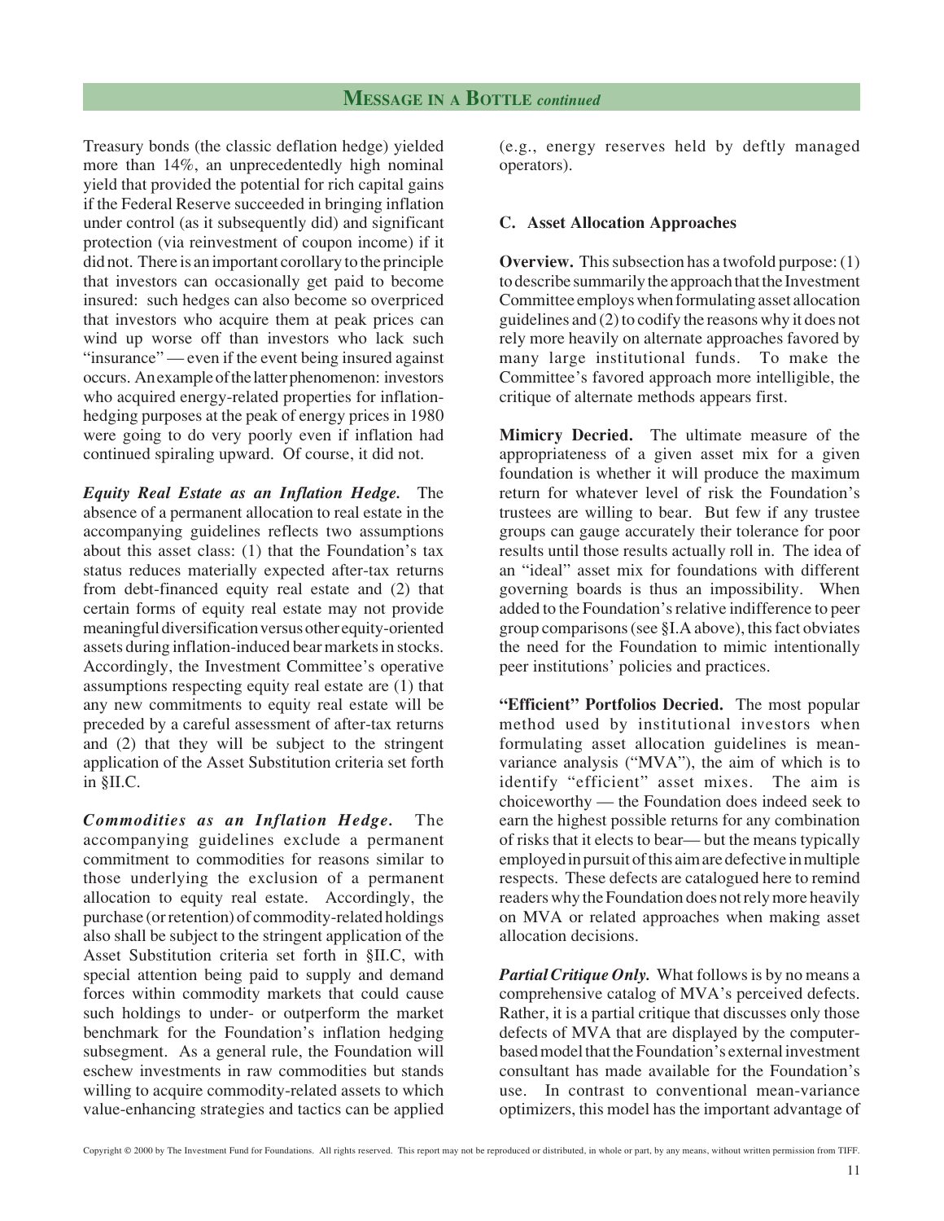Treasury bonds (the classic deflation hedge) yielded more than 14%, an unprecedentedly high nominal yield that provided the potential for rich capital gains if the Federal Reserve succeeded in bringing inflation under control (as it subsequently did) and significant protection (via reinvestment of coupon income) if it did not. There is an important corollary to the principle that investors can occasionally get paid to become insured: such hedges can also become so overpriced that investors who acquire them at peak prices can wind up worse off than investors who lack such "insurance" — even if the event being insured against occurs. An example of the latter phenomenon: investors who acquired energy-related properties for inflation-hedging purposes at the peak of energy prices in 1980 were going to do very poorly even if inflation had continued spiraling upward. Of course, it did not.

***Equity Real Estate as an Inflation Hedge.*** The absence of a permanent allocation to real estate in the accompanying guidelines reflects two assumptions about this asset class: (1) that the Foundation's tax status reduces materially expected after-tax returns from debt-financed equity real estate and (2) that certain forms of equity real estate may not provide meaningful diversification versus other equity-oriented assets during inflation-induced bear markets in stocks. Accordingly, the Investment Committee's operative assumptions respecting equity real estate are (1) that any new commitments to equity real estate will be preceded by a careful assessment of after-tax returns and (2) that they will be subject to the stringent application of the Asset Substitution criteria set forth in §II.C.

***Commodities as an Inflation Hedge.*** The accompanying guidelines exclude a permanent commitment to commodities for reasons similar to those underlying the exclusion of a permanent allocation to equity real estate. Accordingly, the purchase (or retention) of commodity-related holdings also shall be subject to the stringent application of the Asset Substitution criteria set forth in §II.C, with special attention being paid to supply and demand forces within commodity markets that could cause such holdings to under- or outperform the market benchmark for the Foundation's inflation hedging subsegment. As a general rule, the Foundation will eschew investments in raw commodities but stands willing to acquire commodity-related assets to which value-enhancing strategies and tactics can be applied (e.g., energy reserves held by deftly managed operators).

### C. Asset Allocation Approaches

**Overview.** This subsection has a twofold purpose: (1) to describe summarily the approach that the Investment Committee employs when formulating asset allocation guidelines and (2) to codify the reasons why it does not rely more heavily on alternate approaches favored by many large institutional funds. To make the Committee's favored approach more intelligible, the critique of alternate methods appears first.

**Mimicry Decried.** The ultimate measure of the appropriateness of a given asset mix for a given foundation is whether it will produce the maximum return for whatever level of risk the Foundation's trustees are willing to bear. But few if any trustee groups can gauge accurately their tolerance for poor results until those results actually roll in. The idea of an "ideal" asset mix for foundations with different governing boards is thus an impossibility. When added to the Foundation's relative indifference to peer group comparisons (see §I.A above), this fact obviates the need for the Foundation to mimic intentionally peer institutions' policies and practices.

**"Efficient" Portfolios Decried.** The most popular method used by institutional investors when formulating asset allocation guidelines is mean-variance analysis ("MVA"), the aim of which is to identify "efficient" asset mixes. The aim is choiceworthy — the Foundation does indeed seek to earn the highest possible returns for any combination of risks that it elects to bear— but the means typically employed in pursuit of this aim are defective in multiple respects. These defects are catalogued here to remind readers why the Foundation does not rely more heavily on MVA or related approaches when making asset allocation decisions.

***Partial Critique Only.*** What follows is by no means a comprehensive catalog of MVA's perceived defects. Rather, it is a partial critique that discusses only those defects of MVA that are displayed by the computer-based model that the Foundation's external investment consultant has made available for the Foundation's use. In contrast to conventional mean-variance optimizers, this model has the important advantage of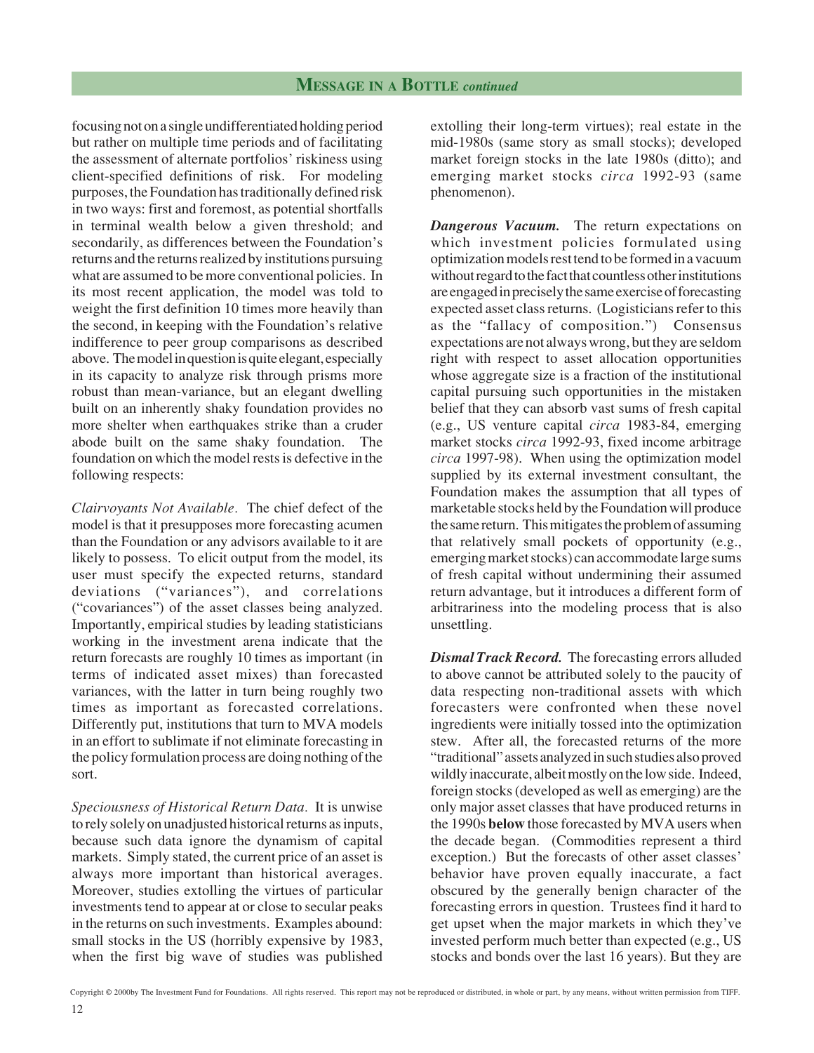focusing not on a single undifferentiated holding period but rather on multiple time periods and of facilitating the assessment of alternate portfolios' riskiness using client-specified definitions of risk. For modeling purposes, the Foundation has traditionally defined risk in two ways: first and foremost, as potential shortfalls in terminal wealth below a given threshold; and secondarily, as differences between the Foundation's returns and the returns realized by institutions pursuing what are assumed to be more conventional policies. In its most recent application, the model was told to weight the first definition 10 times more heavily than the second, in keeping with the Foundation's relative indifference to peer group comparisons as described above. The model in question is quite elegant, especially in its capacity to analyze risk through prisms more robust than mean-variance, but an elegant dwelling built on an inherently shaky foundation provides no more shelter when earthquakes strike than a cruder abode built on the same shaky foundation. The foundation on which the model rests is defective in the following respects:

*Clairvoyants Not Available.* The chief defect of the model is that it presupposes more forecasting acumen than the Foundation or any advisors available to it are likely to possess. To elicit output from the model, its user must specify the expected returns, standard deviations ("variances"), and correlations ("covariances") of the asset classes being analyzed. Importantly, empirical studies by leading statisticians working in the investment arena indicate that the return forecasts are roughly 10 times as important (in terms of indicated asset mixes) than forecasted variances, with the latter in turn being roughly two times as important as forecasted correlations. Differently put, institutions that turn to MVA models in an effort to sublimate if not eliminate forecasting in the policy formulation process are doing nothing of the sort.

*Speciousness of Historical Return Data.* It is unwise to rely solely on unadjusted historical returns as inputs, because such data ignore the dynamism of capital markets. Simply stated, the current price of an asset is always more important than historical averages. Moreover, studies extolling the virtues of particular investments tend to appear at or close to secular peaks in the returns on such investments. Examples abound: small stocks in the US (horribly expensive by 1983, when the first big wave of studies was published extolling their long-term virtues); real estate in the mid-1980s (same story as small stocks); developed market foreign stocks in the late 1980s (ditto); and emerging market stocks *circa* 1992-93 (same phenomenon).

***Dangerous Vacuum.*** The return expectations on which investment policies formulated using optimization models rest tend to be formed in a vacuum without regard to the fact that countless other institutions are engaged in precisely the same exercise of forecasting expected asset class returns. (Logisticians refer to this as the "fallacy of composition.") Consensus expectations are not always wrong, but they are seldom right with respect to asset allocation opportunities whose aggregate size is a fraction of the institutional capital pursuing such opportunities in the mistaken belief that they can absorb vast sums of fresh capital (e.g., US venture capital *circa* 1983-84, emerging market stocks *circa* 1992-93, fixed income arbitrage *circa* 1997-98). When using the optimization model supplied by its external investment consultant, the Foundation makes the assumption that all types of marketable stocks held by the Foundation will produce the same return. This mitigates the problem of assuming that relatively small pockets of opportunity (e.g., emerging market stocks) can accommodate large sums of fresh capital without undermining their assumed return advantage, but it introduces a different form of arbitrariness into the modeling process that is also unsettling.

***Dismal Track Record.*** The forecasting errors alluded to above cannot be attributed solely to the paucity of data respecting non-traditional assets with which forecasters were confronted when these novel ingredients were initially tossed into the optimization stew. After all, the forecasted returns of the more "traditional" assets analyzed in such studies also proved wildly inaccurate, albeit mostly on the low side. Indeed, foreign stocks (developed as well as emerging) are the only major asset classes that have produced returns in the 1990s **below** those forecasted by MVA users when the decade began. (Commodities represent a third exception.) But the forecasts of other asset classes' behavior have proven equally inaccurate, a fact obscured by the generally benign character of the forecasting errors in question. Trustees find it hard to get upset when the major markets in which they've invested perform much better than expected (e.g., US stocks and bonds over the last 16 years). But they are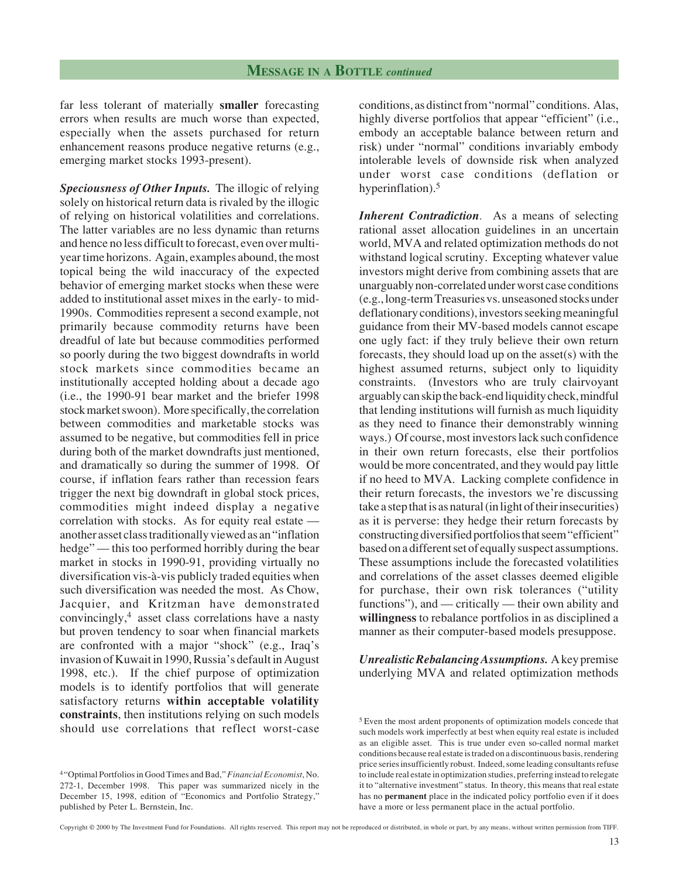far less tolerant of materially **smaller** forecasting errors when results are much worse than expected, especially when the assets purchased for return enhancement reasons produce negative returns (e.g., emerging market stocks 1993-present).

***Speciousness of Other Inputs.*** The illogic of relying solely on historical return data is rivaled by the illogic of relying on historical volatilities and correlations. The latter variables are no less dynamic than returns and hence no less difficult to forecast, even over multi-year time horizons. Again, examples abound, the most topical being the wild inaccuracy of the expected behavior of emerging market stocks when these were added to institutional asset mixes in the early- to mid-1990s. Commodities represent a second example, not primarily because commodity returns have been dreadful of late but because commodities performed so poorly during the two biggest downdrafts in world stock markets since commodities became an institutionally accepted holding about a decade ago (i.e., the 1990-91 bear market and the briefer 1998 stock market swoon). More specifically, the correlation between commodities and marketable stocks was assumed to be negative, but commodities fell in price during both of the market downdrafts just mentioned, and dramatically so during the summer of 1998. Of course, if inflation fears rather than recession fears trigger the next big downdraft in global stock prices, commodities might indeed display a negative correlation with stocks. As for equity real estate — another asset class traditionally viewed as an "inflation hedge" — this too performed horribly during the bear market in stocks in 1990-91, providing virtually no diversification vis-à-vis publicly traded equities when such diversification was needed the most. As Chow, Jacquier, and Kritzman have demonstrated convincingly,[4] asset class correlations have a nasty but proven tendency to soar when financial markets are confronted with a major "shock" (e.g., Iraq's invasion of Kuwait in 1990, Russia's default in August 1998, etc.). If the chief purpose of optimization models is to identify portfolios that will generate satisfactory returns **within acceptable volatility constraints**, then institutions relying on such models should use correlations that reflect worst-case conditions, as distinct from "normal" conditions. Alas, highly diverse portfolios that appear "efficient" (i.e., embody an acceptable balance between return and risk) under "normal" conditions invariably embody intolerable levels of downside risk when analyzed under worst case conditions (deflation or hyperinflation).[5]

***Inherent Contradiction.*** As a means of selecting rational asset allocation guidelines in an uncertain world, MVA and related optimization methods do not withstand logical scrutiny. Excepting whatever value investors might derive from combining assets that are unarguably non-correlated under worst case conditions (e.g., long-term Treasuries vs. unseasoned stocks under deflationary conditions), investors seeking meaningful guidance from their MV-based models cannot escape one ugly fact: if they truly believe their own return forecasts, they should load up on the asset(s) with the highest assumed returns, subject only to liquidity constraints. (Investors who are truly clairvoyant arguably can skip the back-end liquidity check, mindful that lending institutions will furnish as much liquidity as they need to finance their demonstrably winning ways.) Of course, most investors lack such confidence in their own return forecasts, else their portfolios would be more concentrated, and they would pay little if no heed to MVA. Lacking complete confidence in their return forecasts, the investors we're discussing take a step that is as natural (in light of their insecurities) as it is perverse: they hedge their return forecasts by constructing diversified portfolios that seem "efficient" based on a different set of equally suspect assumptions. These assumptions include the forecasted volatilities and correlations of the asset classes deemed eligible for purchase, their own risk tolerances ("utility functions"), and — critically — their own ability and **willingness** to rebalance portfolios in as disciplined a manner as their computer-based models presuppose.

***Unrealistic Rebalancing Assumptions.*** A key premise underlying MVA and related optimization methods

---

[4] "Optimal Portfolios in Good Times and Bad," *Financial Economist*, No. 272-1, December 1998. This paper was summarized nicely in the December 15, 1998, edition of "Economics and Portfolio Strategy," published by Peter L. Bernstein, Inc.

[5] Even the most ardent proponents of optimization models concede that such models work imperfectly at best when equity real estate is included as an eligible asset. This is true under even so-called normal market conditions because real estate is traded on a discontinuous basis, rendering price series insufficiently robust. Indeed, some leading consultants refuse to include real estate in optimization studies, preferring instead to relegate it to "alternative investment" status. In theory, this means that real estate has no **permanent** place in the indicated policy portfolio even if it does have a more or less permanent place in the actual portfolio.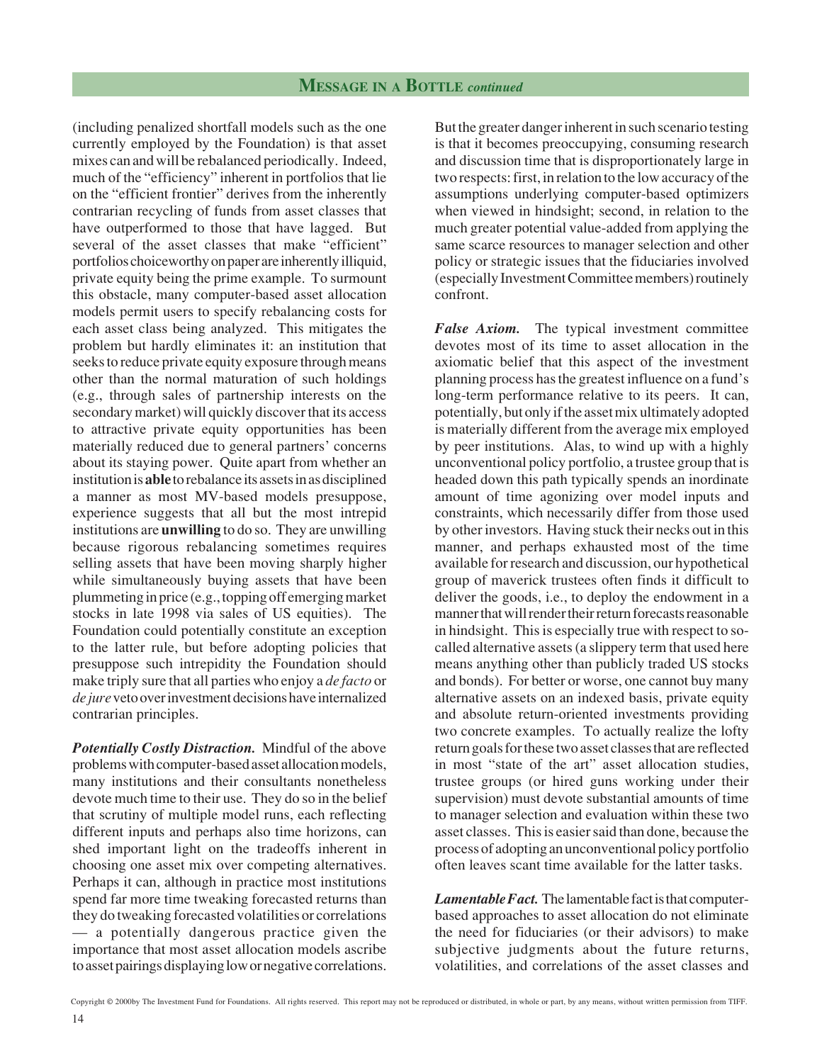(including penalized shortfall models such as the one currently employed by the Foundation) is that asset mixes can and will be rebalanced periodically. Indeed, much of the "efficiency" inherent in portfolios that lie on the "efficient frontier" derives from the inherently contrarian recycling of funds from asset classes that have outperformed to those that have lagged. But several of the asset classes that make "efficient" portfolios choiceworthy on paper are inherently illiquid, private equity being the prime example. To surmount this obstacle, many computer-based asset allocation models permit users to specify rebalancing costs for each asset class being analyzed. This mitigates the problem but hardly eliminates it: an institution that seeks to reduce private equity exposure through means other than the normal maturation of such holdings (e.g., through sales of partnership interests on the secondary market) will quickly discover that its access to attractive private equity opportunities has been materially reduced due to general partners' concerns about its staying power. Quite apart from whether an institution is **able** to rebalance its assets in as disciplined a manner as most MV-based models presuppose, experience suggests that all but the most intrepid institutions are **unwilling** to do so. They are unwilling because rigorous rebalancing sometimes requires selling assets that have been moving sharply higher while simultaneously buying assets that have been plummeting in price (e.g., topping off emerging market stocks in late 1998 via sales of US equities). The Foundation could potentially constitute an exception to the latter rule, but before adopting policies that presuppose such intrepidity the Foundation should make triply sure that all parties who enjoy a *de facto* or *de jure* veto over investment decisions have internalized contrarian principles.

***Potentially Costly Distraction.*** Mindful of the above problems with computer-based asset allocation models, many institutions and their consultants nonetheless devote much time to their use. They do so in the belief that scrutiny of multiple model runs, each reflecting different inputs and perhaps also time horizons, can shed important light on the tradeoffs inherent in choosing one asset mix over competing alternatives. Perhaps it can, although in practice most institutions spend far more time tweaking forecasted returns than they do tweaking forecasted volatilities or correlations — a potentially dangerous practice given the importance that most asset allocation models ascribe to asset pairings displaying low or negative correlations. But the greater danger inherent in such scenario testing is that it becomes preoccupying, consuming research and discussion time that is disproportionately large in two respects: first, in relation to the low accuracy of the assumptions underlying computer-based optimizers when viewed in hindsight; second, in relation to the much greater potential value-added from applying the same scarce resources to manager selection and other policy or strategic issues that the fiduciaries involved (especially Investment Committee members) routinely confront.

***False Axiom.*** The typical investment committee devotes most of its time to asset allocation in the axiomatic belief that this aspect of the investment planning process has the greatest influence on a fund's long-term performance relative to its peers. It can, potentially, but only if the asset mix ultimately adopted is materially different from the average mix employed by peer institutions. Alas, to wind up with a highly unconventional policy portfolio, a trustee group that is headed down this path typically spends an inordinate amount of time agonizing over model inputs and constraints, which necessarily differ from those used by other investors. Having stuck their necks out in this manner, and perhaps exhausted most of the time available for research and discussion, our hypothetical group of maverick trustees often finds it difficult to deliver the goods, i.e., to deploy the endowment in a manner that will render their return forecasts reasonable in hindsight. This is especially true with respect to so-called alternative assets (a slippery term that used here means anything other than publicly traded US stocks and bonds). For better or worse, one cannot buy many alternative assets on an indexed basis, private equity and absolute return-oriented investments providing two concrete examples. To actually realize the lofty return goals for these two asset classes that are reflected in most "state of the art" asset allocation studies, trustee groups (or hired guns working under their supervision) must devote substantial amounts of time to manager selection and evaluation within these two asset classes. This is easier said than done, because the process of adopting an unconventional policy portfolio often leaves scant time available for the latter tasks.

***Lamentable Fact.*** The lamentable fact is that computer-based approaches to asset allocation do not eliminate the need for fiduciaries (or their advisors) to make subjective judgments about the future returns, volatilities, and correlations of the asset classes and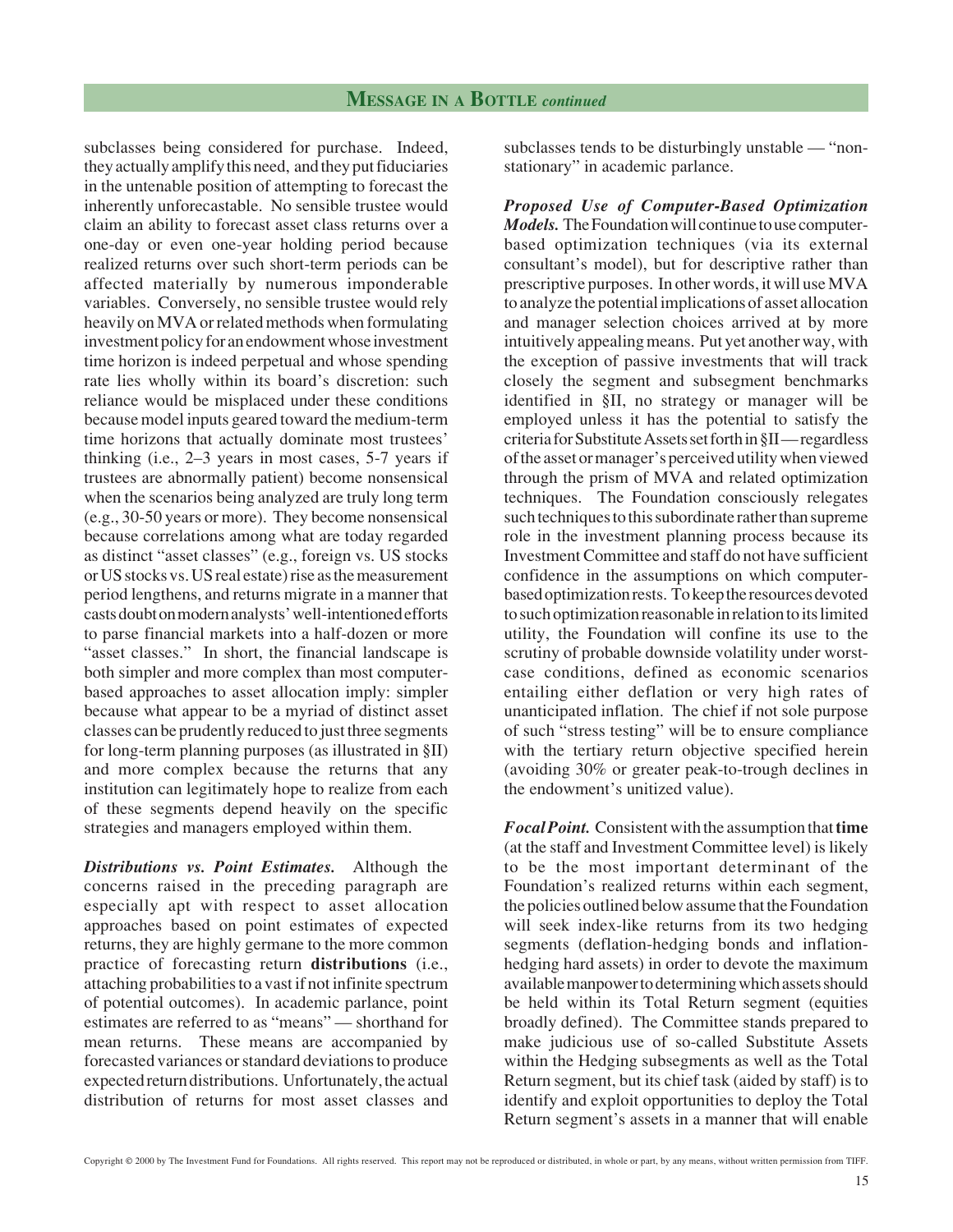subclasses being considered for purchase. Indeed, they actually amplify this need, and they put fiduciaries in the untenable position of attempting to forecast the inherently unforecastable. No sensible trustee would claim an ability to forecast asset class returns over a one-day or even one-year holding period because realized returns over such short-term periods can be affected materially by numerous imponderable variables. Conversely, no sensible trustee would rely heavily on MVA or related methods when formulating investment policy for an endowment whose investment time horizon is indeed perpetual and whose spending rate lies wholly within its board's discretion: such reliance would be misplaced under these conditions because model inputs geared toward the medium-term time horizons that actually dominate most trustees' thinking (i.e., 2–3 years in most cases, 5-7 years if trustees are abnormally patient) become nonsensical when the scenarios being analyzed are truly long term (e.g., 30-50 years or more). They become nonsensical because correlations among what are today regarded as distinct "asset classes" (e.g., foreign vs. US stocks or US stocks vs. US real estate) rise as the measurement period lengthens, and returns migrate in a manner that casts doubt on modern analysts' well-intentioned efforts to parse financial markets into a half-dozen or more "asset classes." In short, the financial landscape is both simpler and more complex than most computer-based approaches to asset allocation imply: simpler because what appear to be a myriad of distinct asset classes can be prudently reduced to just three segments for long-term planning purposes (as illustrated in §II) and more complex because the returns that any institution can legitimately hope to realize from each of these segments depend heavily on the specific strategies and managers employed within them.

***Distributions vs. Point Estimates.*** Although the concerns raised in the preceding paragraph are especially apt with respect to asset allocation approaches based on point estimates of expected returns, they are highly germane to the more common practice of forecasting return **distributions** (i.e., attaching probabilities to a vast if not infinite spectrum of potential outcomes). In academic parlance, point estimates are referred to as "means" — shorthand for mean returns. These means are accompanied by forecasted variances or standard deviations to produce expected return distributions. Unfortunately, the actual distribution of returns for most asset classes and subclasses tends to be disturbingly unstable — "non-stationary" in academic parlance.

***Proposed Use of Computer-Based Optimization Models.*** The Foundation will continue to use computer-based optimization techniques (via its external consultant's model), but for descriptive rather than prescriptive purposes. In other words, it will use MVA to analyze the potential implications of asset allocation and manager selection choices arrived at by more intuitively appealing means. Put yet another way, with the exception of passive investments that will track closely the segment and subsegment benchmarks identified in §II, no strategy or manager will be employed unless it has the potential to satisfy the criteria for Substitute Assets set forth in §II — regardless of the asset or manager's perceived utility when viewed through the prism of MVA and related optimization techniques. The Foundation consciously relegates such techniques to this subordinate rather than supreme role in the investment planning process because its Investment Committee and staff do not have sufficient confidence in the assumptions on which computer-based optimization rests. To keep the resources devoted to such optimization reasonable in relation to its limited utility, the Foundation will confine its use to the scrutiny of probable downside volatility under worst-case conditions, defined as economic scenarios entailing either deflation or very high rates of unanticipated inflation. The chief if not sole purpose of such "stress testing" will be to ensure compliance with the tertiary return objective specified herein (avoiding 30% or greater peak-to-trough declines in the endowment's unitized value).

***Focal Point.*** Consistent with the assumption that **time** (at the staff and Investment Committee level) is likely to be the most important determinant of the Foundation's realized returns within each segment, the policies outlined below assume that the Foundation will seek index-like returns from its two hedging segments (deflation-hedging bonds and inflation-hedging hard assets) in order to devote the maximum available manpower to determining which assets should be held within its Total Return segment (equities broadly defined). The Committee stands prepared to make judicious use of so-called Substitute Assets within the Hedging subsegments as well as the Total Return segment, but its chief task (aided by staff) is to identify and exploit opportunities to deploy the Total Return segment's assets in a manner that will enable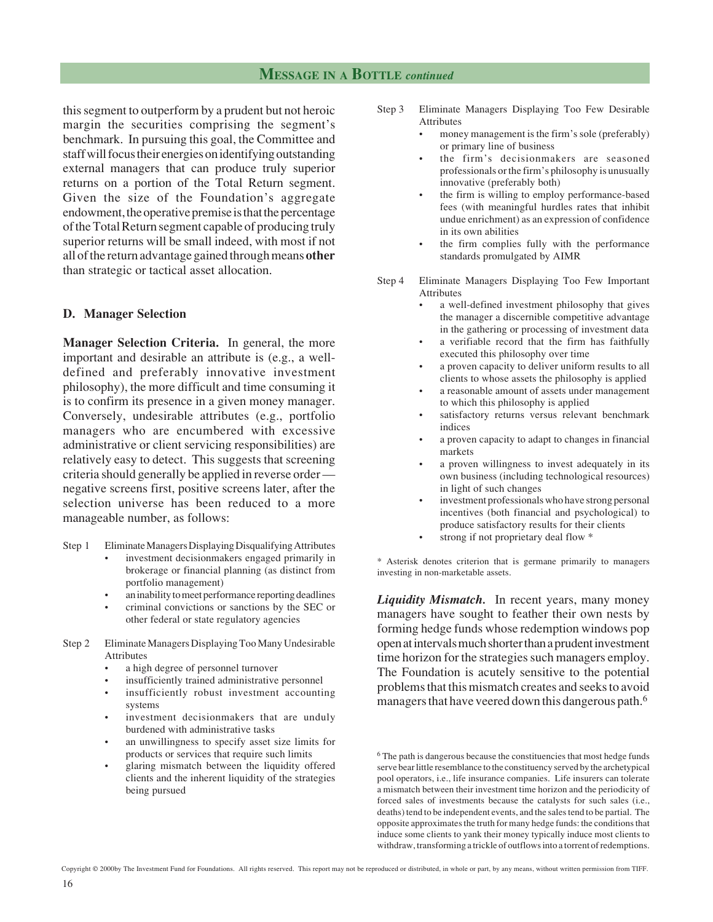this segment to outperform by a prudent but not heroic margin the securities comprising the segment's benchmark. In pursuing this goal, the Committee and staff will focus their energies on identifying outstanding external managers that can produce truly superior returns on a portion of the Total Return segment. Given the size of the Foundation's aggregate endowment, the operative premise is that the percentage of the Total Return segment capable of producing truly superior returns will be small indeed, with most if not all of the return advantage gained through means **other** than strategic or tactical asset allocation.

### D. Manager Selection

**Manager Selection Criteria.** In general, the more important and desirable an attribute is (e.g., a well-defined and preferably innovative investment philosophy), the more difficult and time consuming it is to confirm its presence in a given money manager. Conversely, undesirable attributes (e.g., portfolio managers who are encumbered with excessive administrative or client servicing responsibilities) are relatively easy to detect. This suggests that screening criteria should generally be applied in reverse order — negative screens first, positive screens later, after the selection universe has been reduced to a more manageable number, as follows:

Step 1 Eliminate Managers Displaying Disqualifying Attributes
- investment decisionmakers engaged primarily in brokerage or financial planning (as distinct from portfolio management)
- an inability to meet performance reporting deadlines
- criminal convictions or sanctions by the SEC or other federal or state regulatory agencies

Step 2 Eliminate Managers Displaying Too Many Undesirable Attributes
- a high degree of personnel turnover
- insufficiently trained administrative personnel
- insufficiently robust investment accounting systems
- investment decisionmakers that are unduly burdened with administrative tasks
- an unwillingness to specify asset size limits for products or services that require such limits
- glaring mismatch between the liquidity offered clients and the inherent liquidity of the strategies being pursued

Step 3 Eliminate Managers Displaying Too Few Desirable Attributes
- money management is the firm's sole (preferably) or primary line of business
- the firm's decisionmakers are seasoned professionals or the firm's philosophy is unusually innovative (preferably both)
- the firm is willing to employ performance-based fees (with meaningful hurdles rates that inhibit undue enrichment) as an expression of confidence in its own abilities
- the firm complies fully with the performance standards promulgated by AIMR

Step 4 Eliminate Managers Displaying Too Few Important Attributes
- a well-defined investment philosophy that gives the manager a discernible competitive advantage in the gathering or processing of investment data
- a verifiable record that the firm has faithfully executed this philosophy over time
- a proven capacity to deliver uniform results to all clients to whose assets the philosophy is applied
- a reasonable amount of assets under management to which this philosophy is applied
- satisfactory returns versus relevant benchmark indices
- a proven capacity to adapt to changes in financial markets
- a proven willingness to invest adequately in its own business (including technological resources) in light of such changes
- investment professionals who have strong personal incentives (both financial and psychological) to produce satisfactory results for their clients
- strong if not proprietary deal flow *

* Asterisk denotes criterion that is germane primarily to managers investing in non-marketable assets.

***Liquidity Mismatch.*** In recent years, many money managers have sought to feather their own nests by forming hedge funds whose redemption windows pop open at intervals much shorter than a prudent investment time horizon for the strategies such managers employ. The Foundation is acutely sensitive to the potential problems that this mismatch creates and seeks to avoid managers that have veered down this dangerous path.[6]

[6] The path is dangerous because the constituencies that most hedge funds serve bear little resemblance to the constituency served by the archetypical pool operators, i.e., life insurance companies. Life insurers can tolerate a mismatch between their investment time horizon and the periodicity of forced sales of investments because the catalysts for such sales (i.e., deaths) tend to be independent events, and the sales tend to be partial. The opposite approximates the truth for many hedge funds: the conditions that induce some clients to yank their money typically induce most clients to withdraw, transforming a trickle of outflows into a torrent of redemptions.

Copyright © 2000by The Investment Fund for Foundations. All rights reserved. This report may not be reproduced or distributed, in whole or part, by any means, without written permission from TIFF.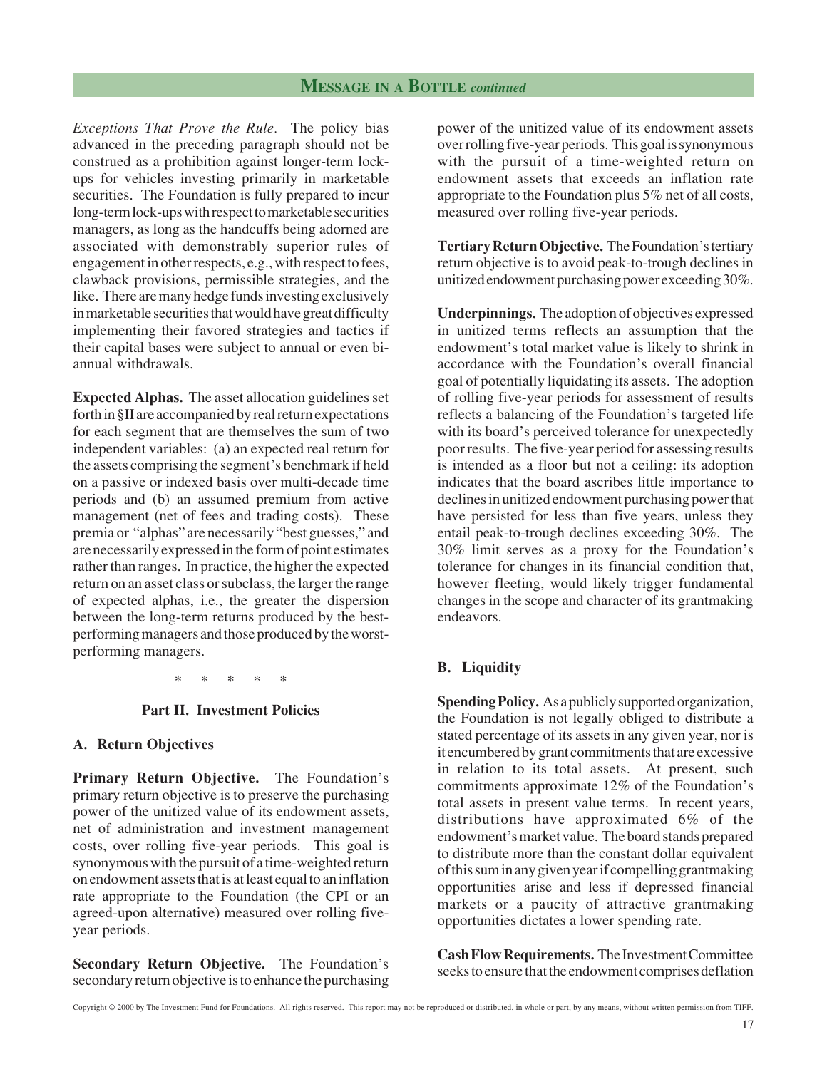*Exceptions That Prove the Rule.* The policy bias advanced in the preceding paragraph should not be construed as a prohibition against longer-term lock-ups for vehicles investing primarily in marketable securities. The Foundation is fully prepared to incur long-term lock-ups with respect to marketable securities managers, as long as the handcuffs being adorned are associated with demonstrably superior rules of engagement in other respects, e.g., with respect to fees, clawback provisions, permissible strategies, and the like. There are many hedge funds investing exclusively in marketable securities that would have great difficulty implementing their favored strategies and tactics if their capital bases were subject to annual or even bi-annual withdrawals.

**Expected Alphas.** The asset allocation guidelines set forth in §II are accompanied by real return expectations for each segment that are themselves the sum of two independent variables: (a) an expected real return for the assets comprising the segment's benchmark if held on a passive or indexed basis over multi-decade time periods and (b) an assumed premium from active management (net of fees and trading costs). These premia or "alphas" are necessarily "best guesses," and are necessarily expressed in the form of point estimates rather than ranges. In practice, the higher the expected return on an asset class or subclass, the larger the range of expected alphas, i.e., the greater the dispersion between the long-term returns produced by the best-performing managers and those produced by the worst-performing managers.

\* \* \* \* \*

## Part II. Investment Policies

### A. Return Objectives

**Primary Return Objective.** The Foundation's primary return objective is to preserve the purchasing power of the unitized value of its endowment assets, net of administration and investment management costs, over rolling five-year periods. This goal is synonymous with the pursuit of a time-weighted return on endowment assets that is at least equal to an inflation rate appropriate to the Foundation (the CPI or an agreed-upon alternative) measured over rolling five-year periods.

**Secondary Return Objective.** The Foundation's secondary return objective is to enhance the purchasing power of the unitized value of its endowment assets over rolling five-year periods. This goal is synonymous with the pursuit of a time-weighted return on endowment assets that exceeds an inflation rate appropriate to the Foundation plus 5% net of all costs, measured over rolling five-year periods.

**Tertiary Return Objective.** The Foundation's tertiary return objective is to avoid peak-to-trough declines in unitized endowment purchasing power exceeding 30%.

**Underpinnings.** The adoption of objectives expressed in unitized terms reflects an assumption that the endowment's total market value is likely to shrink in accordance with the Foundation's overall financial goal of potentially liquidating its assets. The adoption of rolling five-year periods for assessment of results reflects a balancing of the Foundation's targeted life with its board's perceived tolerance for unexpectedly poor results. The five-year period for assessing results is intended as a floor but not a ceiling: its adoption indicates that the board ascribes little importance to declines in unitized endowment purchasing power that have persisted for less than five years, unless they entail peak-to-trough declines exceeding 30%. The 30% limit serves as a proxy for the Foundation's tolerance for changes in its financial condition that, however fleeting, would likely trigger fundamental changes in the scope and character of its grantmaking endeavors.

### B. Liquidity

**Spending Policy.** As a publicly supported organization, the Foundation is not legally obliged to distribute a stated percentage of its assets in any given year, nor is it encumbered by grant commitments that are excessive in relation to its total assets. At present, such commitments approximate 12% of the Foundation's total assets in present value terms. In recent years, distributions have approximated 6% of the endowment's market value. The board stands prepared to distribute more than the constant dollar equivalent of this sum in any given year if compelling grantmaking opportunities arise and less if depressed financial markets or a paucity of attractive grantmaking opportunities dictates a lower spending rate.

**Cash Flow Requirements.** The Investment Committee seeks to ensure that the endowment comprises deflation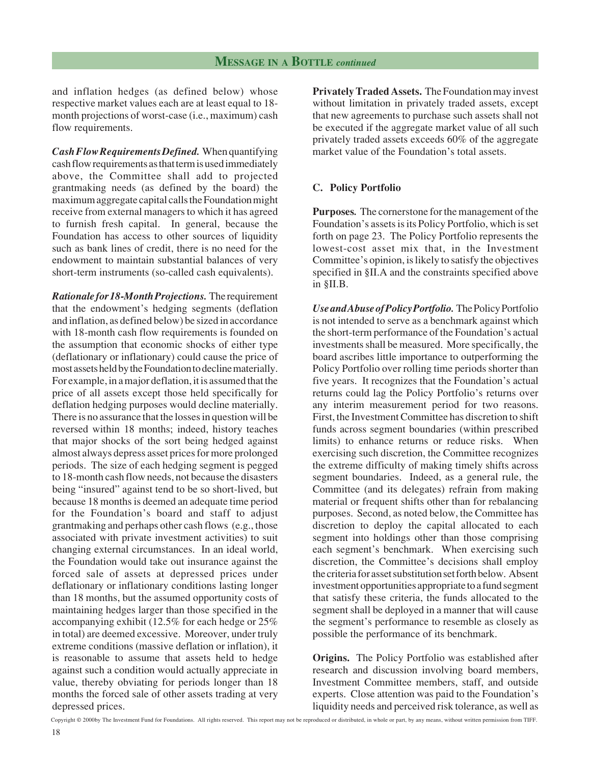and inflation hedges (as defined below) whose respective market values each are at least equal to 18-month projections of worst-case (i.e., maximum) cash flow requirements.

***Cash Flow Requirements Defined.*** When quantifying cash flow requirements as that term is used immediately above, the Committee shall add to projected grantmaking needs (as defined by the board) the maximum aggregate capital calls the Foundation might receive from external managers to which it has agreed to furnish fresh capital. In general, because the Foundation has access to other sources of liquidity such as bank lines of credit, there is no need for the endowment to maintain substantial balances of very short-term instruments (so-called cash equivalents).

***Rationale for 18-Month Projections.*** The requirement that the endowment's hedging segments (deflation and inflation, as defined below) be sized in accordance with 18-month cash flow requirements is founded on the assumption that economic shocks of either type (deflationary or inflationary) could cause the price of most assets held by the Foundation to decline materially. For example, in a major deflation, it is assumed that the price of all assets except those held specifically for deflation hedging purposes would decline materially. There is no assurance that the losses in question will be reversed within 18 months; indeed, history teaches that major shocks of the sort being hedged against almost always depress asset prices for more prolonged periods. The size of each hedging segment is pegged to 18-month cash flow needs, not because the disasters being "insured" against tend to be so short-lived, but because 18 months is deemed an adequate time period for the Foundation's board and staff to adjust grantmaking and perhaps other cash flows (e.g., those associated with private investment activities) to suit changing external circumstances. In an ideal world, the Foundation would take out insurance against the forced sale of assets at depressed prices under deflationary or inflationary conditions lasting longer than 18 months, but the assumed opportunity costs of maintaining hedges larger than those specified in the accompanying exhibit (12.5% for each hedge or 25% in total) are deemed excessive. Moreover, under truly extreme conditions (massive deflation or inflation), it is reasonable to assume that assets held to hedge against such a condition would actually appreciate in value, thereby obviating for periods longer than 18 months the forced sale of other assets trading at very depressed prices.

**Privately Traded Assets.** The Foundation may invest without limitation in privately traded assets, except that new agreements to purchase such assets shall not be executed if the aggregate market value of all such privately traded assets exceeds 60% of the aggregate market value of the Foundation's total assets.

### C. Policy Portfolio

**Purposes.** The cornerstone for the management of the Foundation's assets is its Policy Portfolio, which is set forth on page 23. The Policy Portfolio represents the lowest-cost asset mix that, in the Investment Committee's opinion, is likely to satisfy the objectives specified in §II.A and the constraints specified above in §II.B.

***Use and Abuse of Policy Portfolio.*** The Policy Portfolio is not intended to serve as a benchmark against which the short-term performance of the Foundation's actual investments shall be measured. More specifically, the board ascribes little importance to outperforming the Policy Portfolio over rolling time periods shorter than five years. It recognizes that the Foundation's actual returns could lag the Policy Portfolio's returns over any interim measurement period for two reasons. First, the Investment Committee has discretion to shift funds across segment boundaries (within prescribed limits) to enhance returns or reduce risks. When exercising such discretion, the Committee recognizes the extreme difficulty of making timely shifts across segment boundaries. Indeed, as a general rule, the Committee (and its delegates) refrain from making material or frequent shifts other than for rebalancing purposes. Second, as noted below, the Committee has discretion to deploy the capital allocated to each segment into holdings other than those comprising each segment's benchmark. When exercising such discretion, the Committee's decisions shall employ the criteria for asset substitution set forth below. Absent investment opportunities appropriate to a fund segment that satisfy these criteria, the funds allocated to the segment shall be deployed in a manner that will cause the segment's performance to resemble as closely as possible the performance of its benchmark.

**Origins.** The Policy Portfolio was established after research and discussion involving board members, Investment Committee members, staff, and outside experts. Close attention was paid to the Foundation's liquidity needs and perceived risk tolerance, as well as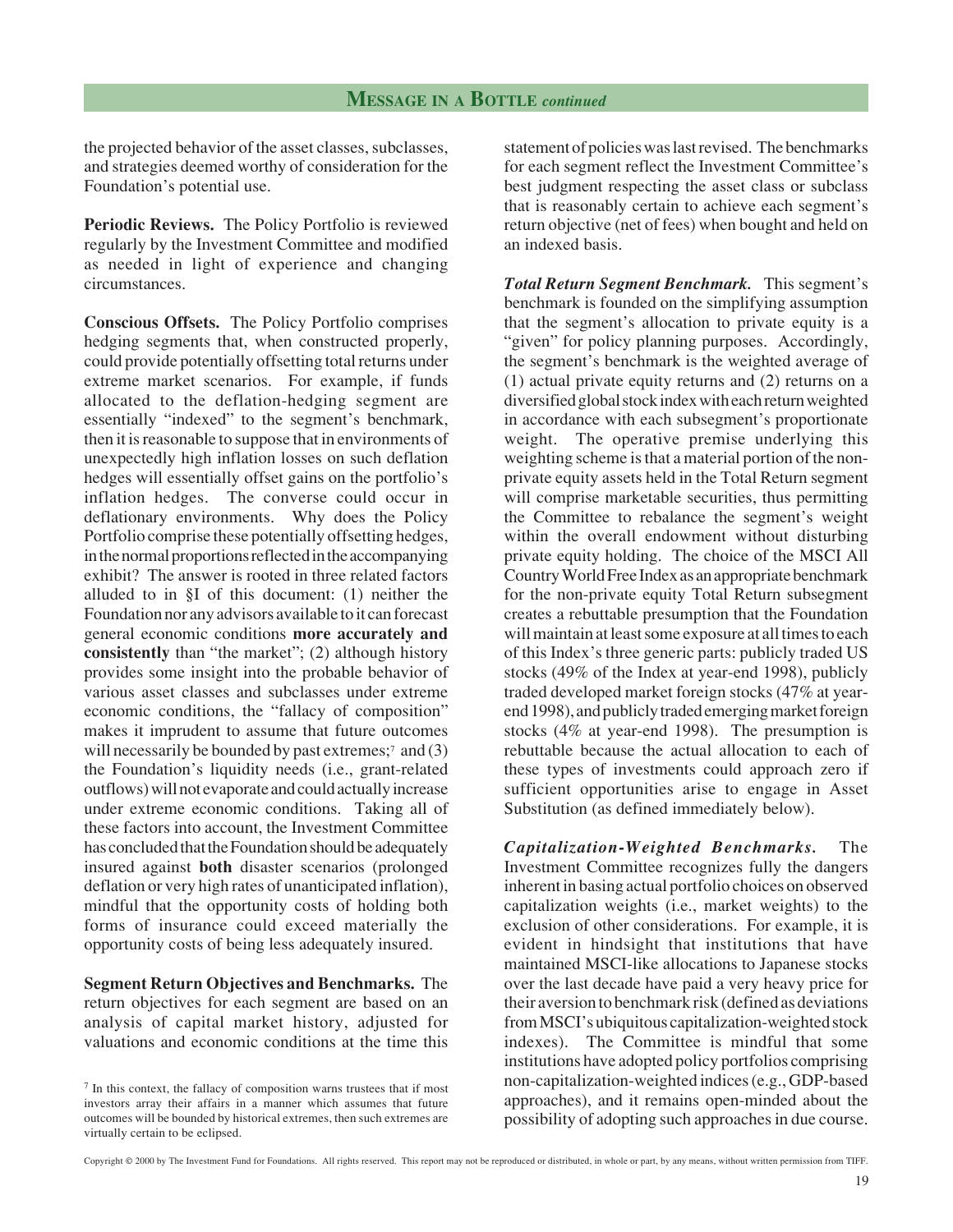the projected behavior of the asset classes, subclasses, and strategies deemed worthy of consideration for the Foundation's potential use.

**Periodic Reviews.** The Policy Portfolio is reviewed regularly by the Investment Committee and modified as needed in light of experience and changing circumstances.

**Conscious Offsets.** The Policy Portfolio comprises hedging segments that, when constructed properly, could provide potentially offsetting total returns under extreme market scenarios. For example, if funds allocated to the deflation-hedging segment are essentially "indexed" to the segment's benchmark, then it is reasonable to suppose that in environments of unexpectedly high inflation losses on such deflation hedges will essentially offset gains on the portfolio's inflation hedges. The converse could occur in deflationary environments. Why does the Policy Portfolio comprise these potentially offsetting hedges, in the normal proportions reflected in the accompanying exhibit? The answer is rooted in three related factors alluded to in §I of this document: (1) neither the Foundation nor any advisors available to it can forecast general economic conditions **more accurately and consistently** than "the market"; (2) although history provides some insight into the probable behavior of various asset classes and subclasses under extreme economic conditions, the "fallacy of composition" makes it imprudent to assume that future outcomes will necessarily be bounded by past extremes;[7] and (3) the Foundation's liquidity needs (i.e., grant-related outflows) will not evaporate and could actually increase under extreme economic conditions. Taking all of these factors into account, the Investment Committee has concluded that the Foundation should be adequately insured against **both** disaster scenarios (prolonged deflation or very high rates of unanticipated inflation), mindful that the opportunity costs of holding both forms of insurance could exceed materially the opportunity costs of being less adequately insured.

**Segment Return Objectives and Benchmarks.** The return objectives for each segment are based on an analysis of capital market history, adjusted for valuations and economic conditions at the time this statement of policies was last revised. The benchmarks for each segment reflect the Investment Committee's best judgment respecting the asset class or subclass that is reasonably certain to achieve each segment's return objective (net of fees) when bought and held on an indexed basis.

***Total Return Segment Benchmark.*** This segment's benchmark is founded on the simplifying assumption that the segment's allocation to private equity is a "given" for policy planning purposes. Accordingly, the segment's benchmark is the weighted average of (1) actual private equity returns and (2) returns on a diversified global stock index with each return weighted in accordance with each subsegment's proportionate weight. The operative premise underlying this weighting scheme is that a material portion of the non-private equity assets held in the Total Return segment will comprise marketable securities, thus permitting the Committee to rebalance the segment's weight within the overall endowment without disturbing private equity holding. The choice of the MSCI All Country World Free Index as an appropriate benchmark for the non-private equity Total Return subsegment creates a rebuttable presumption that the Foundation will maintain at least some exposure at all times to each of this Index's three generic parts: publicly traded US stocks (49% of the Index at year-end 1998), publicly traded developed market foreign stocks (47% at year-end 1998), and publicly traded emerging market foreign stocks (4% at year-end 1998). The presumption is rebuttable because the actual allocation to each of these types of investments could approach zero if sufficient opportunities arise to engage in Asset Substitution (as defined immediately below).

***Capitalization-Weighted Benchmarks.*** The Investment Committee recognizes fully the dangers inherent in basing actual portfolio choices on observed capitalization weights (i.e., market weights) to the exclusion of other considerations. For example, it is evident in hindsight that institutions that have maintained MSCI-like allocations to Japanese stocks over the last decade have paid a very heavy price for their aversion to benchmark risk (defined as deviations from MSCI's ubiquitous capitalization-weighted stock indexes). The Committee is mindful that some institutions have adopted policy portfolios comprising non-capitalization-weighted indices (e.g., GDP-based approaches), and it remains open-minded about the possibility of adopting such approaches in due course.

[7] In this context, the fallacy of composition warns trustees that if most investors array their affairs in a manner which assumes that future outcomes will be bounded by historical extremes, then such extremes are virtually certain to be eclipsed.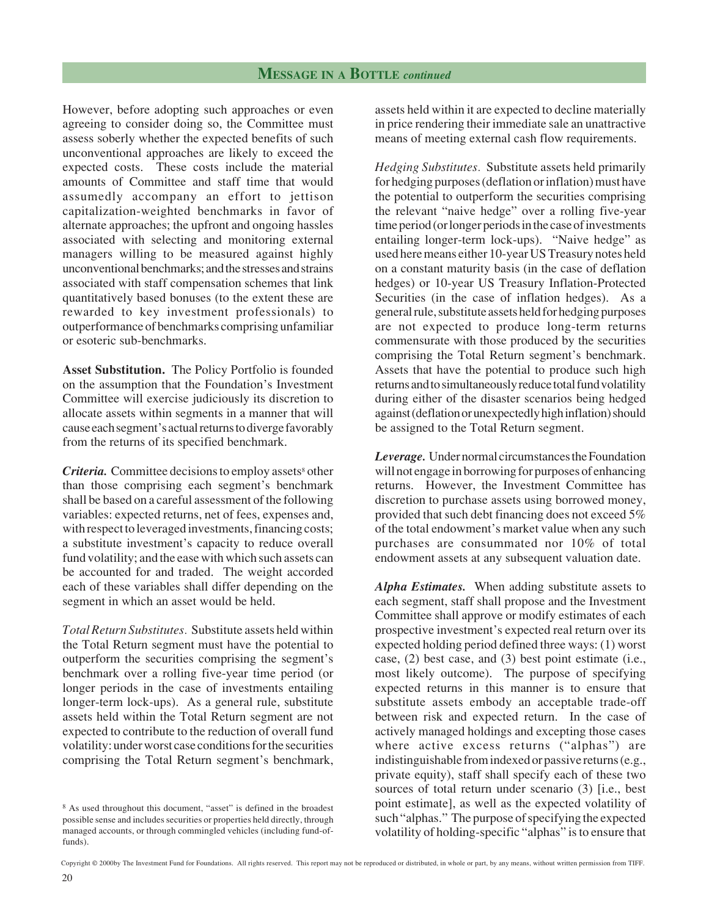However, before adopting such approaches or even agreeing to consider doing so, the Committee must assess soberly whether the expected benefits of such unconventional approaches are likely to exceed the expected costs. These costs include the material amounts of Committee and staff time that would assumedly accompany an effort to jettison capitalization-weighted benchmarks in favor of alternate approaches; the upfront and ongoing hassles associated with selecting and monitoring external managers willing to be measured against highly unconventional benchmarks; and the stresses and strains associated with staff compensation schemes that link quantitatively based bonuses (to the extent these are rewarded to key investment professionals) to outperformance of benchmarks comprising unfamiliar or esoteric sub-benchmarks.

**Asset Substitution.** The Policy Portfolio is founded on the assumption that the Foundation's Investment Committee will exercise judiciously its discretion to allocate assets within segments in a manner that will cause each segment's actual returns to diverge favorably from the returns of its specified benchmark.

***Criteria.*** Committee decisions to employ assets[8] other than those comprising each segment's benchmark shall be based on a careful assessment of the following variables: expected returns, net of fees, expenses and, with respect to leveraged investments, financing costs; a substitute investment's capacity to reduce overall fund volatility; and the ease with which such assets can be accounted for and traded. The weight accorded each of these variables shall differ depending on the segment in which an asset would be held.

*Total Return Substitutes.* Substitute assets held within the Total Return segment must have the potential to outperform the securities comprising the segment's benchmark over a rolling five-year time period (or longer periods in the case of investments entailing longer-term lock-ups). As a general rule, substitute assets held within the Total Return segment are not expected to contribute to the reduction of overall fund volatility: under worst case conditions for the securities comprising the Total Return segment's benchmark, assets held within it are expected to decline materially in price rendering their immediate sale an unattractive means of meeting external cash flow requirements.

*Hedging Substitutes.* Substitute assets held primarily for hedging purposes (deflation or inflation) must have the potential to outperform the securities comprising the relevant "naive hedge" over a rolling five-year time period (or longer periods in the case of investments entailing longer-term lock-ups). "Naive hedge" as used here means either 10-year US Treasury notes held on a constant maturity basis (in the case of deflation hedges) or 10-year US Treasury Inflation-Protected Securities (in the case of inflation hedges). As a general rule, substitute assets held for hedging purposes are not expected to produce long-term returns commensurate with those produced by the securities comprising the Total Return segment's benchmark. Assets that have the potential to produce such high returns and to simultaneously reduce total fund volatility during either of the disaster scenarios being hedged against (deflation or unexpectedly high inflation) should be assigned to the Total Return segment.

***Leverage.*** Under normal circumstances the Foundation will not engage in borrowing for purposes of enhancing returns. However, the Investment Committee has discretion to purchase assets using borrowed money, provided that such debt financing does not exceed 5% of the total endowment's market value when any such purchases are consummated nor 10% of total endowment assets at any subsequent valuation date.

***Alpha Estimates.*** When adding substitute assets to each segment, staff shall propose and the Investment Committee shall approve or modify estimates of each prospective investment's expected real return over its expected holding period defined three ways: (1) worst case, (2) best case, and (3) best point estimate (i.e., most likely outcome). The purpose of specifying expected returns in this manner is to ensure that substitute assets embody an acceptable trade-off between risk and expected return. In the case of actively managed holdings and excepting those cases where active excess returns ("alphas") are indistinguishable from indexed or passive returns (e.g., private equity), staff shall specify each of these two sources of total return under scenario (3) [i.e., best point estimate], as well as the expected volatility of such "alphas." The purpose of specifying the expected volatility of holding-specific "alphas" is to ensure that

[8] As used throughout this document, "asset" is defined in the broadest possible sense and includes securities or properties held directly, through managed accounts, or through commingled vehicles (including fund-of-funds).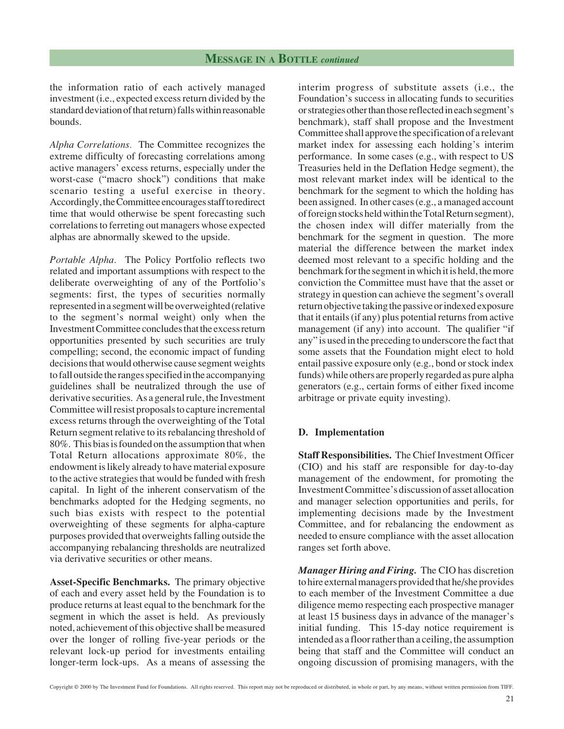the information ratio of each actively managed investment (i.e., expected excess return divided by the standard deviation of that return) falls within reasonable bounds.

*Alpha Correlations.* The Committee recognizes the extreme difficulty of forecasting correlations among active managers' excess returns, especially under the worst-case ("macro shock") conditions that make scenario testing a useful exercise in theory. Accordingly, the Committee encourages staff to redirect time that would otherwise be spent forecasting such correlations to ferreting out managers whose expected alphas are abnormally skewed to the upside.

*Portable Alpha.* The Policy Portfolio reflects two related and important assumptions with respect to the deliberate overweighting of any of the Portfolio's segments: first, the types of securities normally represented in a segment will be overweighted (relative to the segment's normal weight) only when the Investment Committee concludes that the excess return opportunities presented by such securities are truly compelling; second, the economic impact of funding decisions that would otherwise cause segment weights to fall outside the ranges specified in the accompanying guidelines shall be neutralized through the use of derivative securities. As a general rule, the Investment Committee will resist proposals to capture incremental excess returns through the overweighting of the Total Return segment relative to its rebalancing threshold of 80%. This bias is founded on the assumption that when Total Return allocations approximate 80%, the endowment is likely already to have material exposure to the active strategies that would be funded with fresh capital. In light of the inherent conservatism of the benchmarks adopted for the Hedging segments, no such bias exists with respect to the potential overweighting of these segments for alpha-capture purposes provided that overweights falling outside the accompanying rebalancing thresholds are neutralized via derivative securities or other means.

**Asset-Specific Benchmarks.** The primary objective of each and every asset held by the Foundation is to produce returns at least equal to the benchmark for the segment in which the asset is held. As previously noted, achievement of this objective shall be measured over the longer of rolling five-year periods or the relevant lock-up period for investments entailing longer-term lock-ups. As a means of assessing the interim progress of substitute assets (i.e., the Foundation's success in allocating funds to securities or strategies other than those reflected in each segment's benchmark), staff shall propose and the Investment Committee shall approve the specification of a relevant market index for assessing each holding's interim performance. In some cases (e.g., with respect to US Treasuries held in the Deflation Hedge segment), the most relevant market index will be identical to the benchmark for the segment to which the holding has been assigned. In other cases (e.g., a managed account of foreign stocks held within the Total Return segment), the chosen index will differ materially from the benchmark for the segment in question. The more material the difference between the market index deemed most relevant to a specific holding and the benchmark for the segment in which it is held, the more conviction the Committee must have that the asset or strategy in question can achieve the segment's overall return objective taking the passive or indexed exposure that it entails (if any) plus potential returns from active management (if any) into account. The qualifier "if any" is used in the preceding to underscore the fact that some assets that the Foundation might elect to hold entail passive exposure only (e.g., bond or stock index funds) while others are properly regarded as pure alpha generators (e.g., certain forms of either fixed income arbitrage or private equity investing).

### D. Implementation

**Staff Responsibilities.** The Chief Investment Officer (CIO) and his staff are responsible for day-to-day management of the endowment, for promoting the Investment Committee's discussion of asset allocation and manager selection opportunities and perils, for implementing decisions made by the Investment Committee, and for rebalancing the endowment as needed to ensure compliance with the asset allocation ranges set forth above.

***Manager Hiring and Firing.*** The CIO has discretion to hire external managers provided that he/she provides to each member of the Investment Committee a due diligence memo respecting each prospective manager at least 15 business days in advance of the manager's initial funding. This 15-day notice requirement is intended as a floor rather than a ceiling, the assumption being that staff and the Committee will conduct an ongoing discussion of promising managers, with the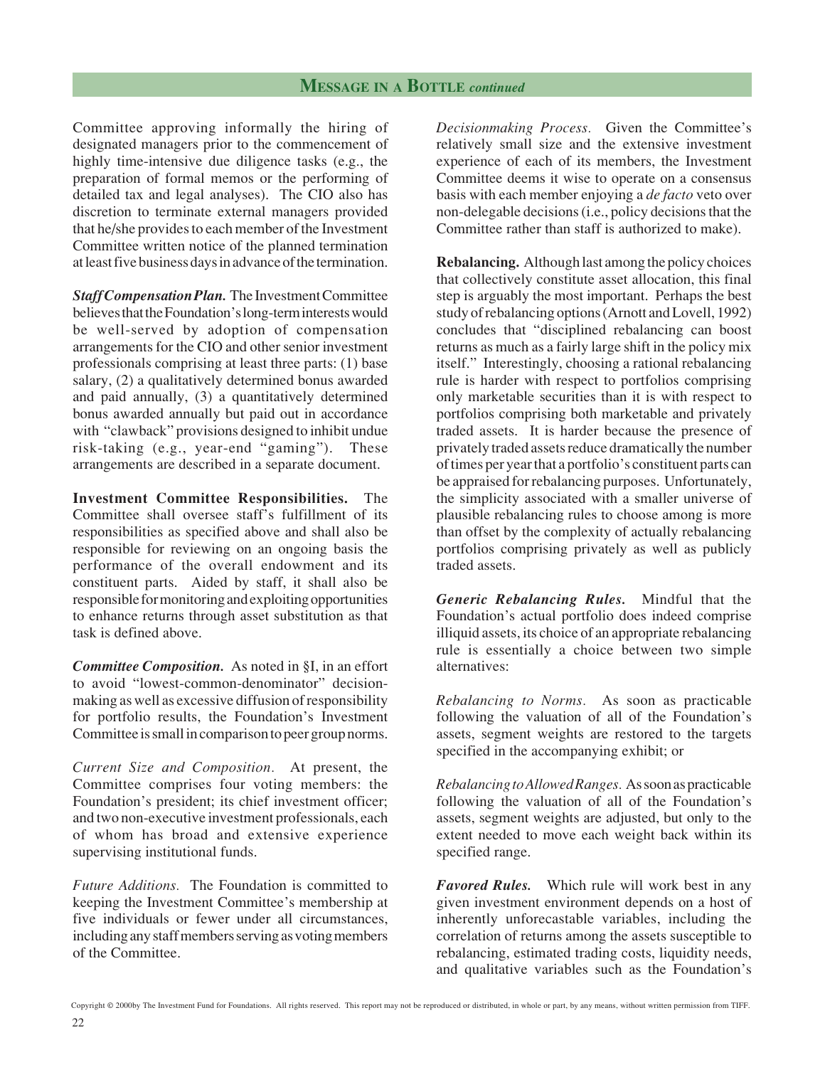Committee approving informally the hiring of designated managers prior to the commencement of highly time-intensive due diligence tasks (e.g., the preparation of formal memos or the performing of detailed tax and legal analyses). The CIO also has discretion to terminate external managers provided that he/she provides to each member of the Investment Committee written notice of the planned termination at least five business days in advance of the termination.

***Staff Compensation Plan.*** The Investment Committee believes that the Foundation's long-term interests would be well-served by adoption of compensation arrangements for the CIO and other senior investment professionals comprising at least three parts: (1) base salary, (2) a qualitatively determined bonus awarded and paid annually, (3) a quantitatively determined bonus awarded annually but paid out in accordance with "clawback" provisions designed to inhibit undue risk-taking (e.g., year-end "gaming"). These arrangements are described in a separate document.

**Investment Committee Responsibilities.** The Committee shall oversee staff's fulfillment of its responsibilities as specified above and shall also be responsible for reviewing on an ongoing basis the performance of the overall endowment and its constituent parts. Aided by staff, it shall also be responsible for monitoring and exploiting opportunities to enhance returns through asset substitution as that task is defined above.

***Committee Composition.*** As noted in §I, in an effort to avoid "lowest-common-denominator" decision-making as well as excessive diffusion of responsibility for portfolio results, the Foundation's Investment Committee is small in comparison to peer group norms.

*Current Size and Composition.* At present, the Committee comprises four voting members: the Foundation's president; its chief investment officer; and two non-executive investment professionals, each of whom has broad and extensive experience supervising institutional funds.

*Future Additions.* The Foundation is committed to keeping the Investment Committee's membership at five individuals or fewer under all circumstances, including any staff members serving as voting members of the Committee.

*Decisionmaking Process.* Given the Committee's relatively small size and the extensive investment experience of each of its members, the Investment Committee deems it wise to operate on a consensus basis with each member enjoying a *de facto* veto over non-delegable decisions (i.e., policy decisions that the Committee rather than staff is authorized to make).

**Rebalancing.** Although last among the policy choices that collectively constitute asset allocation, this final step is arguably the most important. Perhaps the best study of rebalancing options (Arnott and Lovell, 1992) concludes that "disciplined rebalancing can boost returns as much as a fairly large shift in the policy mix itself." Interestingly, choosing a rational rebalancing rule is harder with respect to portfolios comprising only marketable securities than it is with respect to portfolios comprising both marketable and privately traded assets. It is harder because the presence of privately traded assets reduce dramatically the number of times per year that a portfolio's constituent parts can be appraised for rebalancing purposes. Unfortunately, the simplicity associated with a smaller universe of plausible rebalancing rules to choose among is more than offset by the complexity of actually rebalancing portfolios comprising privately as well as publicly traded assets.

***Generic Rebalancing Rules.*** Mindful that the Foundation's actual portfolio does indeed comprise illiquid assets, its choice of an appropriate rebalancing rule is essentially a choice between two simple alternatives:

*Rebalancing to Norms.* As soon as practicable following the valuation of all of the Foundation's assets, segment weights are restored to the targets specified in the accompanying exhibit; or

*Rebalancing to Allowed Ranges.* As soon as practicable following the valuation of all of the Foundation's assets, segment weights are adjusted, but only to the extent needed to move each weight back within its specified range.

***Favored Rules.*** Which rule will work best in any given investment environment depends on a host of inherently unforecastable variables, including the correlation of returns among the assets susceptible to rebalancing, estimated trading costs, liquidity needs, and qualitative variables such as the Foundation's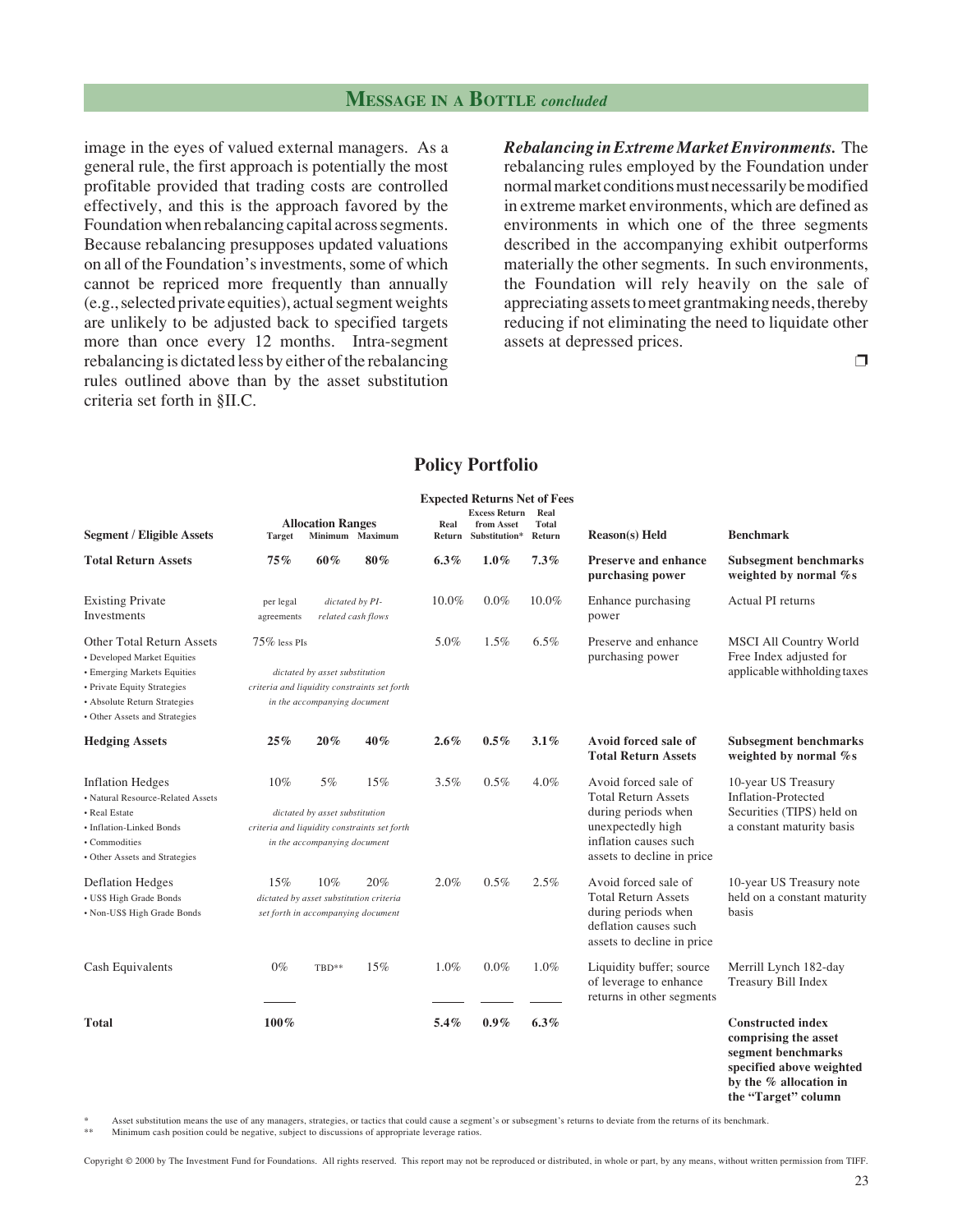## MESSAGE IN A BOTTLE *concluded*

image in the eyes of valued external managers. As a general rule, the first approach is potentially the most profitable provided that trading costs are controlled effectively, and this is the approach favored by the Foundation when rebalancing capital across segments. Because rebalancing presupposes updated valuations on all of the Foundation's investments, some of which cannot be repriced more frequently than annually (e.g., selected private equities), actual segment weights are unlikely to be adjusted back to specified targets more than once every 12 months. Intra-segment rebalancing is dictated less by either of the rebalancing rules outlined above than by the asset substitution criteria set forth in §II.C.

***Rebalancing in Extreme Market Environments.*** The rebalancing rules employed by the Foundation under normal market conditions must necessarily be modified in extreme market environments, which are defined as environments in which one of the three segments described in the accompanying exhibit outperforms materially the other segments. In such environments, the Foundation will rely heavily on the sale of appreciating assets to meet grantmaking needs, thereby reducing if not eliminating the need to liquidate other assets at depressed prices.

❒

## Policy Portfolio

| Segment / Eligible Assets | Allocation Ranges: Target | Minimum | Maximum | Expected Returns Net of Fees: Real Return | Excess Return from Asset Substitution* | Real Total Return | Reason(s) Held | Benchmark |
|---|---|---|---|---|---|---|---|---|
| **Total Return Assets** | **75%** | **60%** | **80%** | **6.3%** | **1.0%** | **7.3%** | **Preserve and enhance purchasing power** | **Subsegment benchmarks weighted by normal %s** |
| Existing Private Investments | per legal agreements | *dictated by PI-related cash flows* | | 10.0% | 0.0% | 10.0% | Enhance purchasing power | Actual PI returns |
| Other Total Return Assets<br>• Developed Market Equities<br>• Emerging Markets Equities<br>• Private Equity Strategies<br>• Absolute Return Strategies<br>• Other Assets and Strategies | 75% less PIs<br>*dictated by asset substitution criteria and liquidity constraints set forth in the accompanying document* | | | 5.0% | 1.5% | 6.5% | Preserve and enhance purchasing power | MSCI All Country World Free Index adjusted for applicable withholding taxes |
| **Hedging Assets** | **25%** | **20%** | **40%** | **2.6%** | **0.5%** | **3.1%** | **Avoid forced sale of Total Return Assets** | **Subsegment benchmarks weighted by normal %s** |
| Inflation Hedges<br>• Natural Resource-Related Assets<br>• Real Estate<br>• Inflation-Linked Bonds<br>• Commodities<br>• Other Assets and Strategies | 10%<br>*dictated by asset substitution criteria and liquidity constraints set forth in the accompanying document* | 5% | 15% | 3.5% | 0.5% | 4.0% | Avoid forced sale of Total Return Assets during periods when unexpectedly high inflation causes such assets to decline in price | 10-year US Treasury Inflation-Protected Securities (TIPS) held on a constant maturity basis |
| Deflation Hedges<br>• US$ High Grade Bonds<br>• Non-US$ High Grade Bonds | 15%<br>*dictated by asset substitution criteria set forth in accompanying document* | 10% | 20% | 2.0% | 0.5% | 2.5% | Avoid forced sale of Total Return Assets during periods when deflation causes such assets to decline in price | 10-year US Treasury note held on a constant maturity basis |
| Cash Equivalents | 0% | TBD** | 15% | 1.0% | 0.0% | 1.0% | Liquidity buffer; source of leverage to enhance returns in other segments | Merrill Lynch 182-day Treasury Bill Index |
| **Total** | **100%** | | | **5.4%** | **0.9%** | **6.3%** | | **Constructed index comprising the asset segment benchmarks specified above weighted by the % allocation in the "Target" column** |

\* Asset substitution means the use of any managers, strategies, or tactics that could cause a segment's or subsegment's returns to deviate from the returns of its benchmark.

\*\* Minimum cash position could be negative, subject to discussions of appropriate leverage ratios.

Copyright © 2000 by The Investment Fund for Foundations. All rights reserved. This report may not be reproduced or distributed, in whole or in part, by any means, without written permission from TIFF.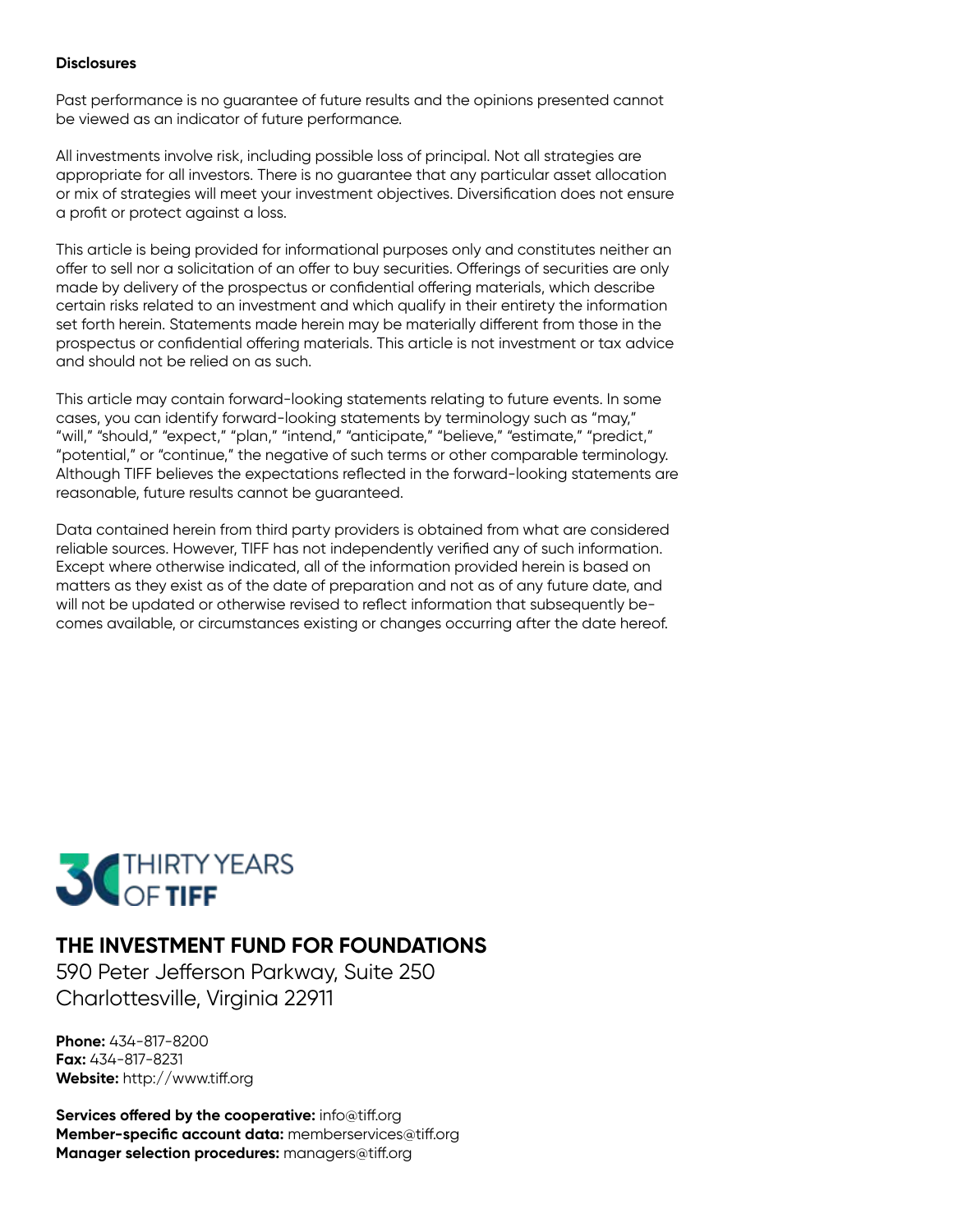**Disclosures**

Past performance is no guarantee of future results and the opinions presented cannot be viewed as an indicator of future performance.

All investments involve risk, including possible loss of principal. Not all strategies are appropriate for all investors. There is no guarantee that any particular asset allocation or mix of strategies will meet your investment objectives. Diversification does not ensure a profit or protect against a loss.

This article is being provided for informational purposes only and constitutes neither an offer to sell nor a solicitation of an offer to buy securities. Offerings of securities are only made by delivery of the prospectus or confidential offering materials, which describe certain risks related to an investment and which qualify in their entirety the information set forth herein. Statements made herein may be materially different from those in the prospectus or confidential offering materials. This article is not investment or tax advice and should not be relied on as such.

This article may contain forward-looking statements relating to future events. In some cases, you can identify forward-looking statements by terminology such as "may," "will," "should," "expect," "plan," "intend," "anticipate," "believe," "estimate," "predict," "potential," or "continue," the negative of such terms or other comparable terminology. Although TIFF believes the expectations reflected in the forward-looking statements are reasonable, future results cannot be guaranteed.

Data contained herein from third party providers is obtained from what are considered reliable sources. However, TIFF has not independently verified any of such information. Except where otherwise indicated, all of the information provided herein is based on matters as they exist as of the date of preparation and not as of any future date, and will not be updated or otherwise revised to reflect information that subsequently becomes available, or circumstances existing or changes occurring after the date hereof.

THIRTY YEARS OF **TIFF**

## THE INVESTMENT FUND FOR FOUNDATIONS

590 Peter Jefferson Parkway, Suite 250
Charlottesville, Virginia 22911

**Phone:** 434-817-8200
**Fax:** 434-817-8231
**Website:** http://www.tiff.org

**Services offered by the cooperative:** info@tiff.org
**Member-specific account data:** memberservices@tiff.org
**Manager selection procedures:** managers@tiff.org